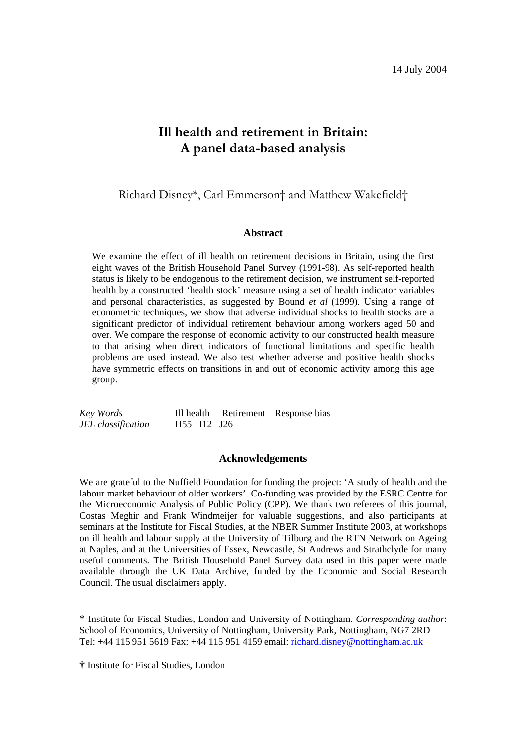14 July 2004

# Ill health and retirement in Britain: A panel data-based analysis

Richard Disney*, Carl Emmerson† and Matthew Wakefield†

## Abstract

We examine the effect of ill health on retirement decisions in Britain, using the first eight waves of the British Household Panel Survey (1991-98). As self-reported health status is likely to be endogenous to the retirement decision, we instrument self-reported health by a constructed 'health stock' measure using a set of health indicator variables and personal characteristics, as suggested by Bound *et al* (1999). Using a range of econometric techniques, we show that adverse individual shocks to health stocks are a significant predictor of individual retirement behaviour among workers aged 50 and over. We compare the response of economic activity to our constructed health measure to that arising when direct indicators of functional limitations and specific health problems are used instead. We also test whether adverse and positive health shocks have symmetric effects on transitions in and out of economic activity among this age group.

*Key Words* Ill health Retirement Response bias
*JEL classification* H55 I12 J26

## Acknowledgements

We are grateful to the Nuffield Foundation for funding the project: 'A study of health and the labour market behaviour of older workers'. Co-funding was provided by the ESRC Centre for the Microeconomic Analysis of Public Policy (CPP). We thank two referees of this journal, Costas Meghir and Frank Windmeijer for valuable suggestions, and also participants at seminars at the Institute for Fiscal Studies, at the NBER Summer Institute 2003, at workshops on ill health and labour supply at the University of Tilburg and the RTN Network on Ageing at Naples, and at the Universities of Essex, Newcastle, St Andrews and Strathclyde for many useful comments. The British Household Panel Survey data used in this paper were made available through the UK Data Archive, funded by the Economic and Social Research Council. The usual disclaimers apply.

\* Institute for Fiscal Studies, London and University of Nottingham. *Corresponding author*: School of Economics, University of Nottingham, University Park, Nottingham, NG7 2RD
Tel: +44 115 951 5619 Fax: +44 115 951 4159 email: richard.disney@nottingham.ac.uk

† Institute for Fiscal Studies, London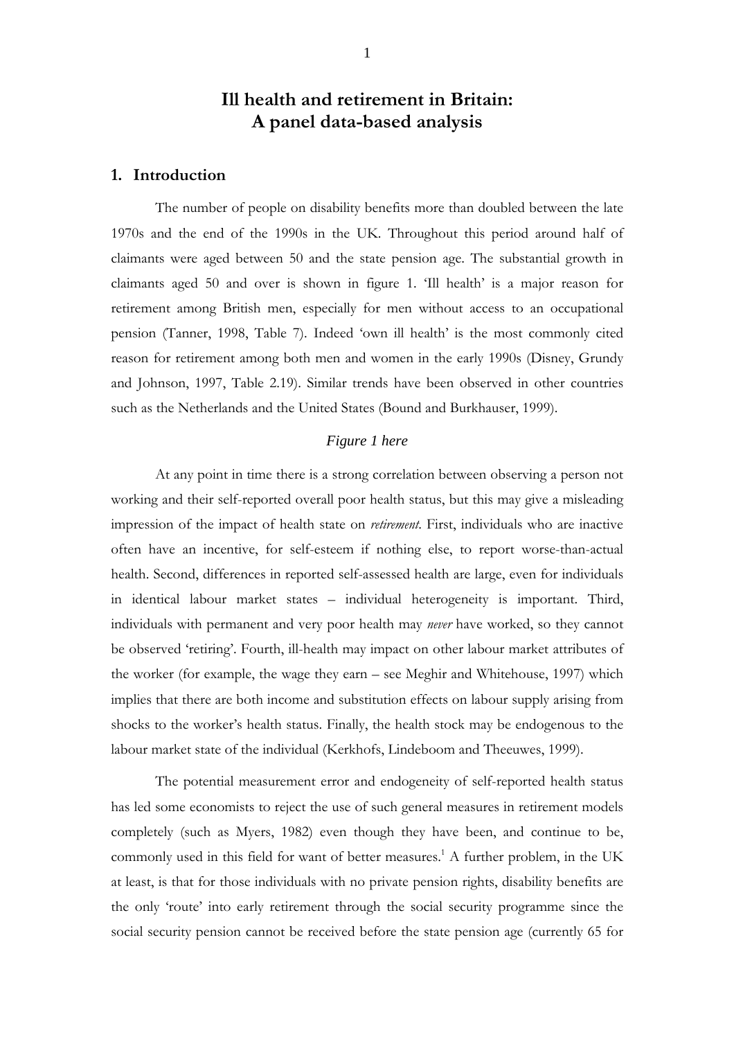# Ill health and retirement in Britain: A panel data-based analysis

## 1. Introduction

The number of people on disability benefits more than doubled between the late 1970s and the end of the 1990s in the UK. Throughout this period around half of claimants were aged between 50 and the state pension age. The substantial growth in claimants aged 50 and over is shown in figure 1. 'Ill health' is a major reason for retirement among British men, especially for men without access to an occupational pension (Tanner, 1998, Table 7). Indeed 'own ill health' is the most commonly cited reason for retirement among both men and women in the early 1990s (Disney, Grundy and Johnson, 1997, Table 2.19). Similar trends have been observed in other countries such as the Netherlands and the United States (Bound and Burkhauser, 1999).

*Figure 1 here*

At any point in time there is a strong correlation between observing a person not working and their self-reported overall poor health status, but this may give a misleading impression of the impact of health state on *retirement*. First, individuals who are inactive often have an incentive, for self-esteem if nothing else, to report worse-than-actual health. Second, differences in reported self-assessed health are large, even for individuals in identical labour market states – individual heterogeneity is important. Third, individuals with permanent and very poor health may *never* have worked, so they cannot be observed 'retiring'. Fourth, ill-health may impact on other labour market attributes of the worker (for example, the wage they earn – see Meghir and Whitehouse, 1997) which implies that there are both income and substitution effects on labour supply arising from shocks to the worker's health status. Finally, the health stock may be endogenous to the labour market state of the individual (Kerkhofs, Lindeboom and Theeuwes, 1999).

The potential measurement error and endogeneity of self-reported health status has led some economists to reject the use of such general measures in retirement models completely (such as Myers, 1982) even though they have been, and continue to be, commonly used in this field for want of better measures.[1] A further problem, in the UK at least, is that for those individuals with no private pension rights, disability benefits are the only 'route' into early retirement through the social security programme since the social security pension cannot be received before the state pension age (currently 65 for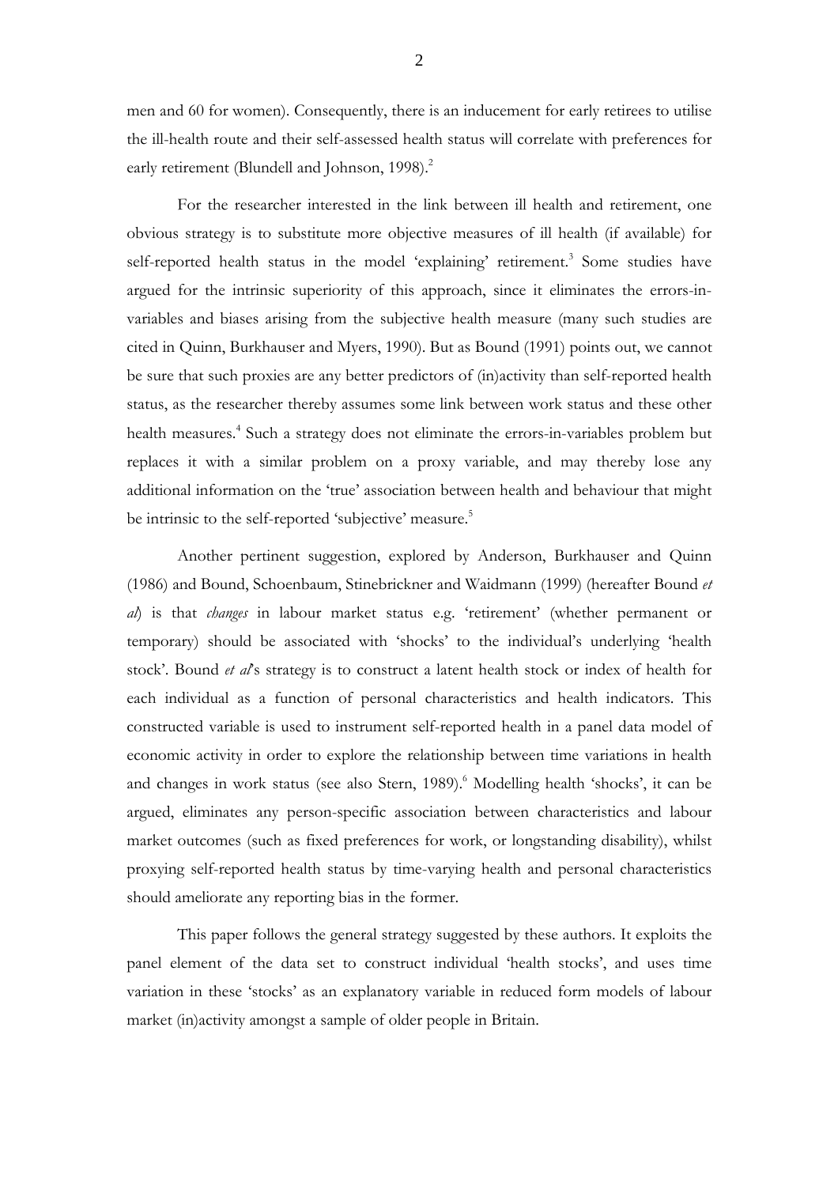men and 60 for women). Consequently, there is an inducement for early retirees to utilise the ill-health route and their self-assessed health status will correlate with preferences for early retirement (Blundell and Johnson, 1998).[2]

For the researcher interested in the link between ill health and retirement, one obvious strategy is to substitute more objective measures of ill health (if available) for self-reported health status in the model 'explaining' retirement.[3] Some studies have argued for the intrinsic superiority of this approach, since it eliminates the errors-in-variables and biases arising from the subjective health measure (many such studies are cited in Quinn, Burkhauser and Myers, 1990). But as Bound (1991) points out, we cannot be sure that such proxies are any better predictors of (in)activity than self-reported health status, as the researcher thereby assumes some link between work status and these other health measures.[4] Such a strategy does not eliminate the errors-in-variables problem but replaces it with a similar problem on a proxy variable, and may thereby lose any additional information on the 'true' association between health and behaviour that might be intrinsic to the self-reported 'subjective' measure.[5]

Another pertinent suggestion, explored by Anderson, Burkhauser and Quinn (1986) and Bound, Schoenbaum, Stinebrickner and Waidmann (1999) (hereafter Bound *et al*) is that *changes* in labour market status e.g. 'retirement' (whether permanent or temporary) should be associated with 'shocks' to the individual's underlying 'health stock'. Bound *et al*'s strategy is to construct a latent health stock or index of health for each individual as a function of personal characteristics and health indicators. This constructed variable is used to instrument self-reported health in a panel data model of economic activity in order to explore the relationship between time variations in health and changes in work status (see also Stern, 1989).[6] Modelling health 'shocks', it can be argued, eliminates any person-specific association between characteristics and labour market outcomes (such as fixed preferences for work, or longstanding disability), whilst proxying self-reported health status by time-varying health and personal characteristics should ameliorate any reporting bias in the former.

This paper follows the general strategy suggested by these authors. It exploits the panel element of the data set to construct individual 'health stocks', and uses time variation in these 'stocks' as an explanatory variable in reduced form models of labour market (in)activity amongst a sample of older people in Britain.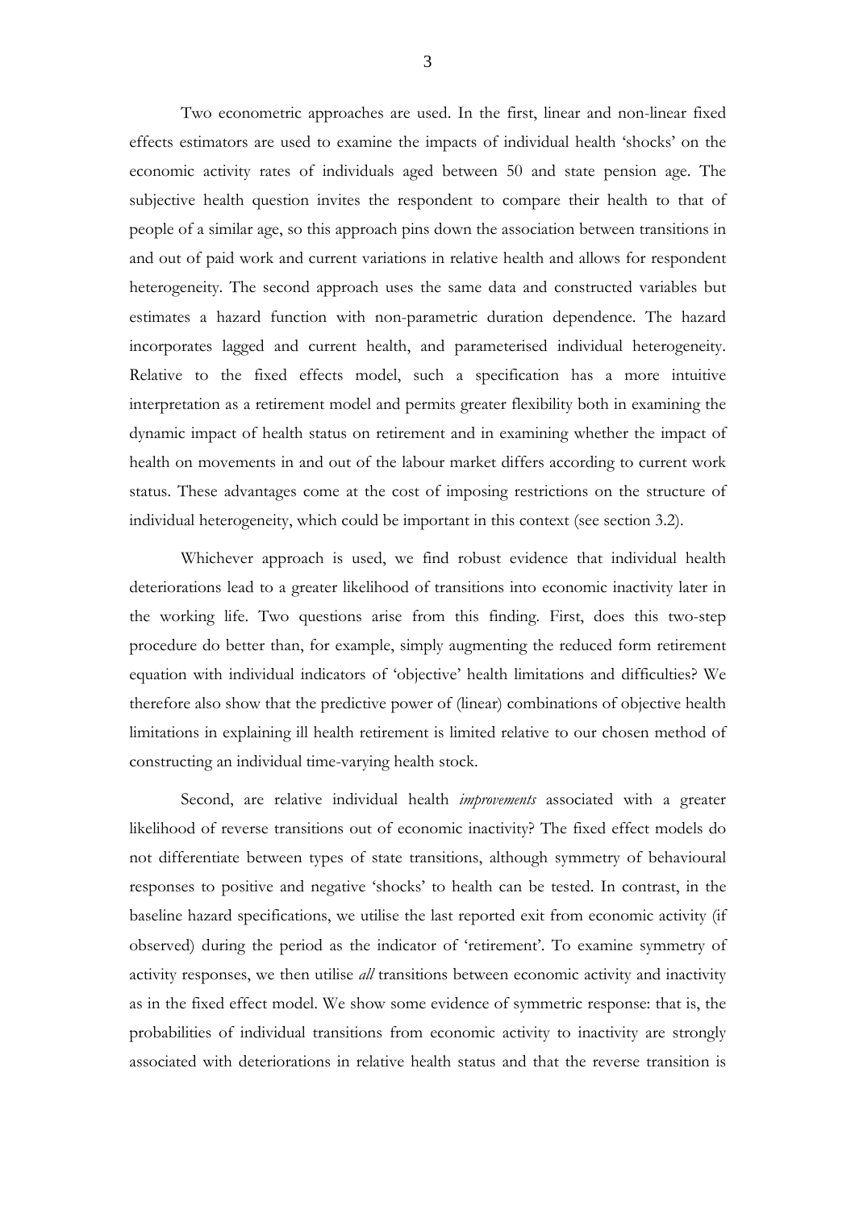Two econometric approaches are used. In the first, linear and non-linear fixed effects estimators are used to examine the impacts of individual health 'shocks' on the economic activity rates of individuals aged between 50 and state pension age. The subjective health question invites the respondent to compare their health to that of people of a similar age, so this approach pins down the association between transitions in and out of paid work and current variations in relative health and allows for respondent heterogeneity. The second approach uses the same data and constructed variables but estimates a hazard function with non-parametric duration dependence. The hazard incorporates lagged and current health, and parameterised individual heterogeneity. Relative to the fixed effects model, such a specification has a more intuitive interpretation as a retirement model and permits greater flexibility both in examining the dynamic impact of health status on retirement and in examining whether the impact of health on movements in and out of the labour market differs according to current work status. These advantages come at the cost of imposing restrictions on the structure of individual heterogeneity, which could be important in this context (see section 3.2).

Whichever approach is used, we find robust evidence that individual health deteriorations lead to a greater likelihood of transitions into economic inactivity later in the working life. Two questions arise from this finding. First, does this two-step procedure do better than, for example, simply augmenting the reduced form retirement equation with individual indicators of 'objective' health limitations and difficulties? We therefore also show that the predictive power of (linear) combinations of objective health limitations in explaining ill health retirement is limited relative to our chosen method of constructing an individual time-varying health stock.

Second, are relative individual health *improvements* associated with a greater likelihood of reverse transitions out of economic inactivity? The fixed effect models do not differentiate between types of state transitions, although symmetry of behavioural responses to positive and negative 'shocks' to health can be tested. In contrast, in the baseline hazard specifications, we utilise the last reported exit from economic activity (if observed) during the period as the indicator of 'retirement'. To examine symmetry of activity responses, we then utilise *all* transitions between economic activity and inactivity as in the fixed effect model. We show some evidence of symmetric response: that is, the probabilities of individual transitions from economic activity to inactivity are strongly associated with deteriorations in relative health status and that the reverse transition is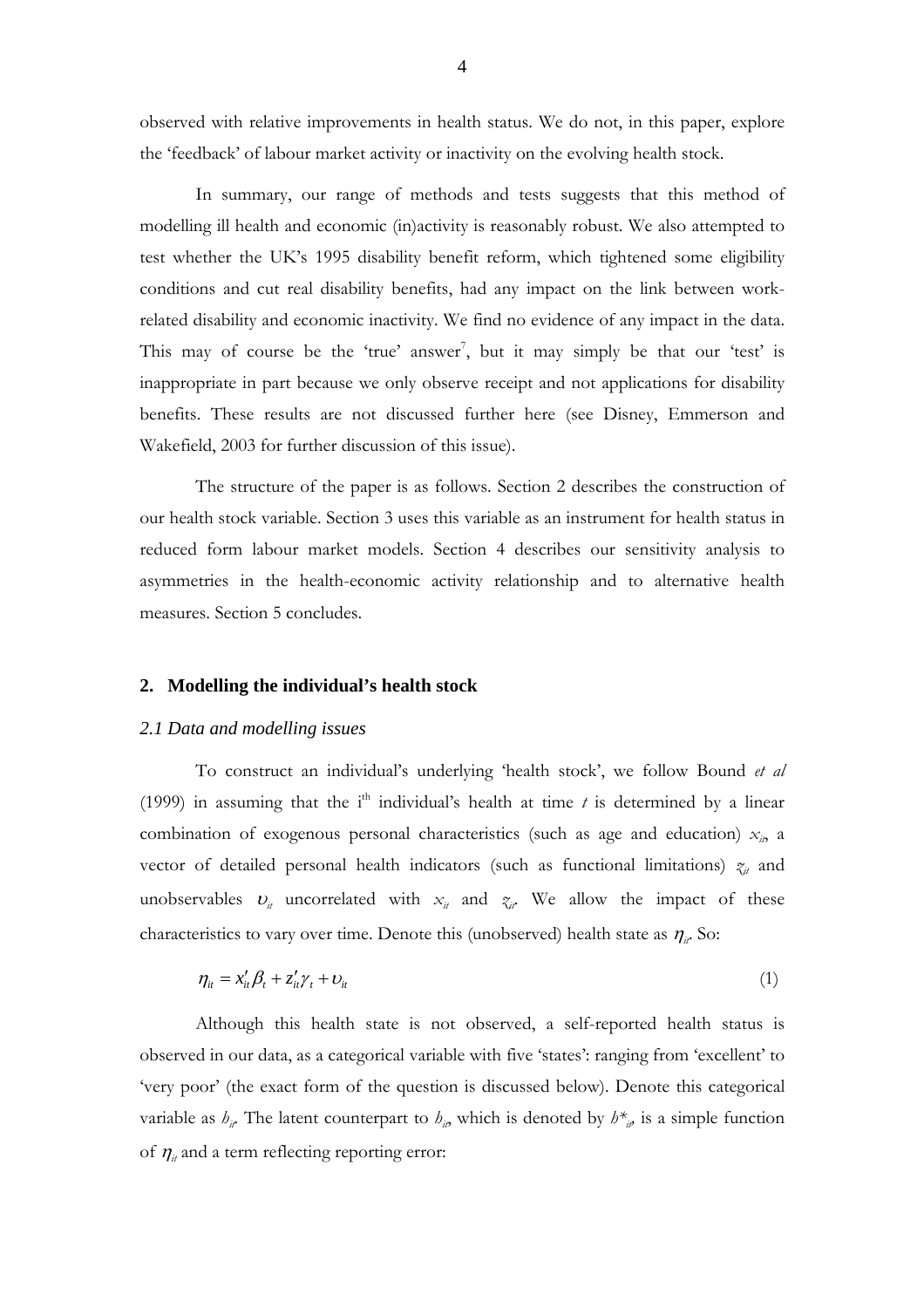observed with relative improvements in health status. We do not, in this paper, explore the 'feedback' of labour market activity or inactivity on the evolving health stock.

In summary, our range of methods and tests suggests that this method of modelling ill health and economic (in)activity is reasonably robust. We also attempted to test whether the UK's 1995 disability benefit reform, which tightened some eligibility conditions and cut real disability benefits, had any impact on the link between work-related disability and economic inactivity. We find no evidence of any impact in the data. This may of course be the 'true' answer[7], but it may simply be that our 'test' is inappropriate in part because we only observe receipt and not applications for disability benefits. These results are not discussed further here (see Disney, Emmerson and Wakefield, 2003 for further discussion of this issue).

The structure of the paper is as follows. Section 2 describes the construction of our health stock variable. Section 3 uses this variable as an instrument for health status in reduced form labour market models. Section 4 describes our sensitivity analysis to asymmetries in the health-economic activity relationship and to alternative health measures. Section 5 concludes.

## 2. Modelling the individual's health stock

### *2.1 Data and modelling issues*

To construct an individual's underlying 'health stock', we follow Bound *et al* (1999) in assuming that the i[th] individual's health at time $t$ is determined by a linear combination of exogenous personal characteristics (such as age and education) $x_{it}$, a vector of detailed personal health indicators (such as functional limitations) $z_{it}$ and unobservables $\upsilon_{it}$ uncorrelated with $x_{it}$ and $z_{it}$. We allow the impact of these characteristics to vary over time. Denote this (unobserved) health state as $\eta_{it}$. So:

$$\eta_{it} = x_{it}'\beta_t + z_{it}'\gamma_t + \upsilon_{it} \tag{1}$$

Although this health state is not observed, a self-reported health status is observed in our data, as a categorical variable with five 'states': ranging from 'excellent' to 'very poor' (the exact form of the question is discussed below). Denote this categorical variable as $h_{it}$. The latent counterpart to $h_{it}$, which is denoted by $h^*_{it}$, is a simple function of $\eta_{it}$ and a term reflecting reporting error: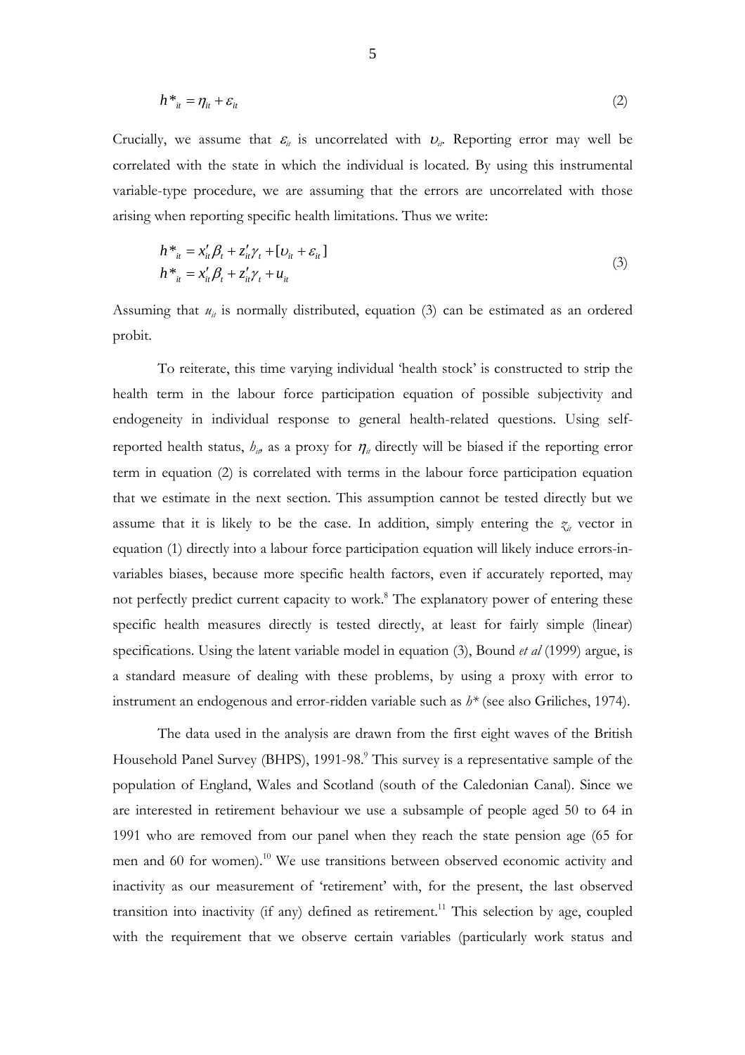$$h^*_{it} = \eta_{it} + \varepsilon_{it} \tag{2}$$

Crucially, we assume that $\varepsilon_{it}$ is uncorrelated with $\upsilon_{it}$. Reporting error may well be correlated with the state in which the individual is located. By using this instrumental variable-type procedure, we are assuming that the errors are uncorrelated with those arising when reporting specific health limitations. Thus we write:

$$\begin{aligned} h^*_{it} &= x'_{it}\beta_t + z'_{it}\gamma_t + [\upsilon_{it} + \varepsilon_{it}] \\ h^*_{it} &= x'_{it}\beta_t + z'_{it}\gamma_t + u_{it} \end{aligned} \tag{3}$$

Assuming that $u_{it}$ is normally distributed, equation (3) can be estimated as an ordered probit.

To reiterate, this time varying individual 'health stock' is constructed to strip the health term in the labour force participation equation of possible subjectivity and endogeneity in individual response to general health-related questions. Using self-reported health status, $h_{it}$, as a proxy for $\eta_{it}$ directly will be biased if the reporting error term in equation (2) is correlated with terms in the labour force participation equation that we estimate in the next section. This assumption cannot be tested directly but we assume that it is likely to be the case. In addition, simply entering the $z_{it}$ vector in equation (1) directly into a labour force participation equation will likely induce errors-in-variables biases, because more specific health factors, even if accurately reported, may not perfectly predict current capacity to work.[8] The explanatory power of entering these specific health measures directly is tested directly, at least for fairly simple (linear) specifications. Using the latent variable model in equation (3), Bound *et al* (1999) argue, is a standard measure of dealing with these problems, by using a proxy with error to instrument an endogenous and error-ridden variable such as $h^*$ (see also Griliches, 1974).

The data used in the analysis are drawn from the first eight waves of the British Household Panel Survey (BHPS), 1991-98.[9] This survey is a representative sample of the population of England, Wales and Scotland (south of the Caledonian Canal). Since we are interested in retirement behaviour we use a subsample of people aged 50 to 64 in 1991 who are removed from our panel when they reach the state pension age (65 for men and 60 for women).[10] We use transitions between observed economic activity and inactivity as our measurement of 'retirement' with, for the present, the last observed transition into inactivity (if any) defined as retirement.[11] This selection by age, coupled with the requirement that we observe certain variables (particularly work status and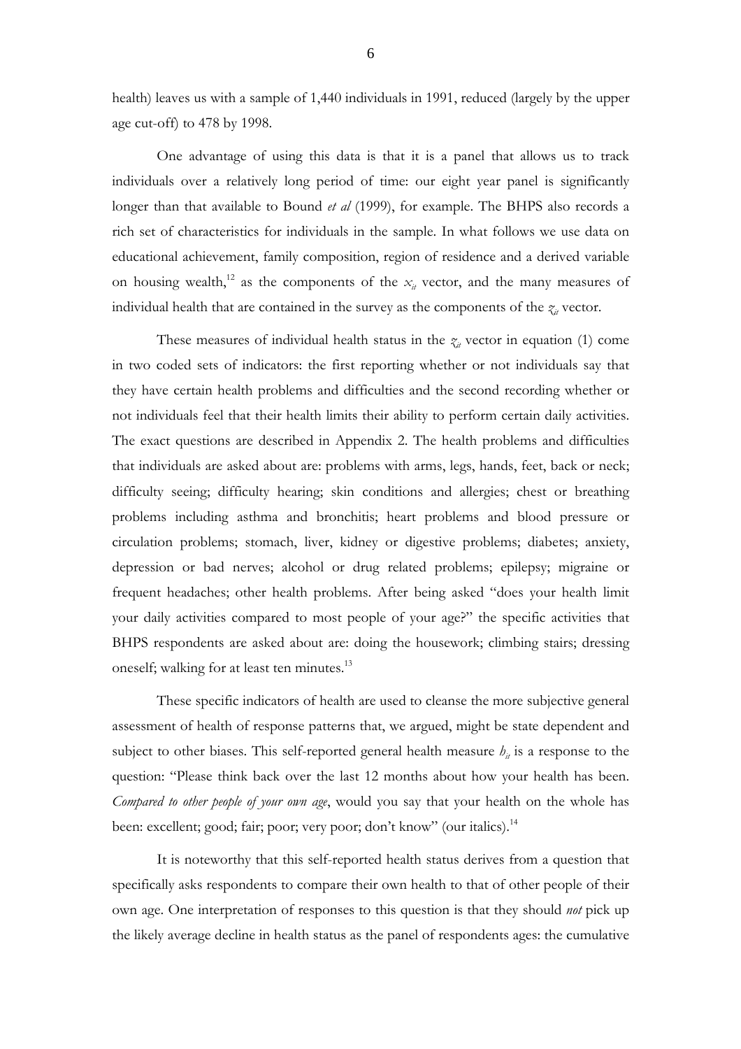health) leaves us with a sample of 1,440 individuals in 1991, reduced (largely by the upper age cut-off) to 478 by 1998.

One advantage of using this data is that it is a panel that allows us to track individuals over a relatively long period of time: our eight year panel is significantly longer than that available to Bound *et al* (1999), for example. The BHPS also records a rich set of characteristics for individuals in the sample. In what follows we use data on educational achievement, family composition, region of residence and a derived variable on housing wealth,[12] as the components of the $x_{it}$ vector, and the many measures of individual health that are contained in the survey as the components of the $z_{it}$ vector.

These measures of individual health status in the $z_{it}$ vector in equation (1) come in two coded sets of indicators: the first reporting whether or not individuals say that they have certain health problems and difficulties and the second recording whether or not individuals feel that their health limits their ability to perform certain daily activities. The exact questions are described in Appendix 2. The health problems and difficulties that individuals are asked about are: problems with arms, legs, hands, feet, back or neck; difficulty seeing; difficulty hearing; skin conditions and allergies; chest or breathing problems including asthma and bronchitis; heart problems and blood pressure or circulation problems; stomach, liver, kidney or digestive problems; diabetes; anxiety, depression or bad nerves; alcohol or drug related problems; epilepsy; migraine or frequent headaches; other health problems. After being asked "does your health limit your daily activities compared to most people of your age?" the specific activities that BHPS respondents are asked about are: doing the housework; climbing stairs; dressing oneself; walking for at least ten minutes.[13]

These specific indicators of health are used to cleanse the more subjective general assessment of health of response patterns that, we argued, might be state dependent and subject to other biases. This self-reported general health measure $h_{it}$ is a response to the question: "Please think back over the last 12 months about how your health has been. *Compared to other people of your own age*, would you say that your health on the whole has been: excellent; good; fair; poor; very poor; don't know" (our italics).[14]

It is noteworthy that this self-reported health status derives from a question that specifically asks respondents to compare their own health to that of other people of their own age. One interpretation of responses to this question is that they should *not* pick up the likely average decline in health status as the panel of respondents ages: the cumulative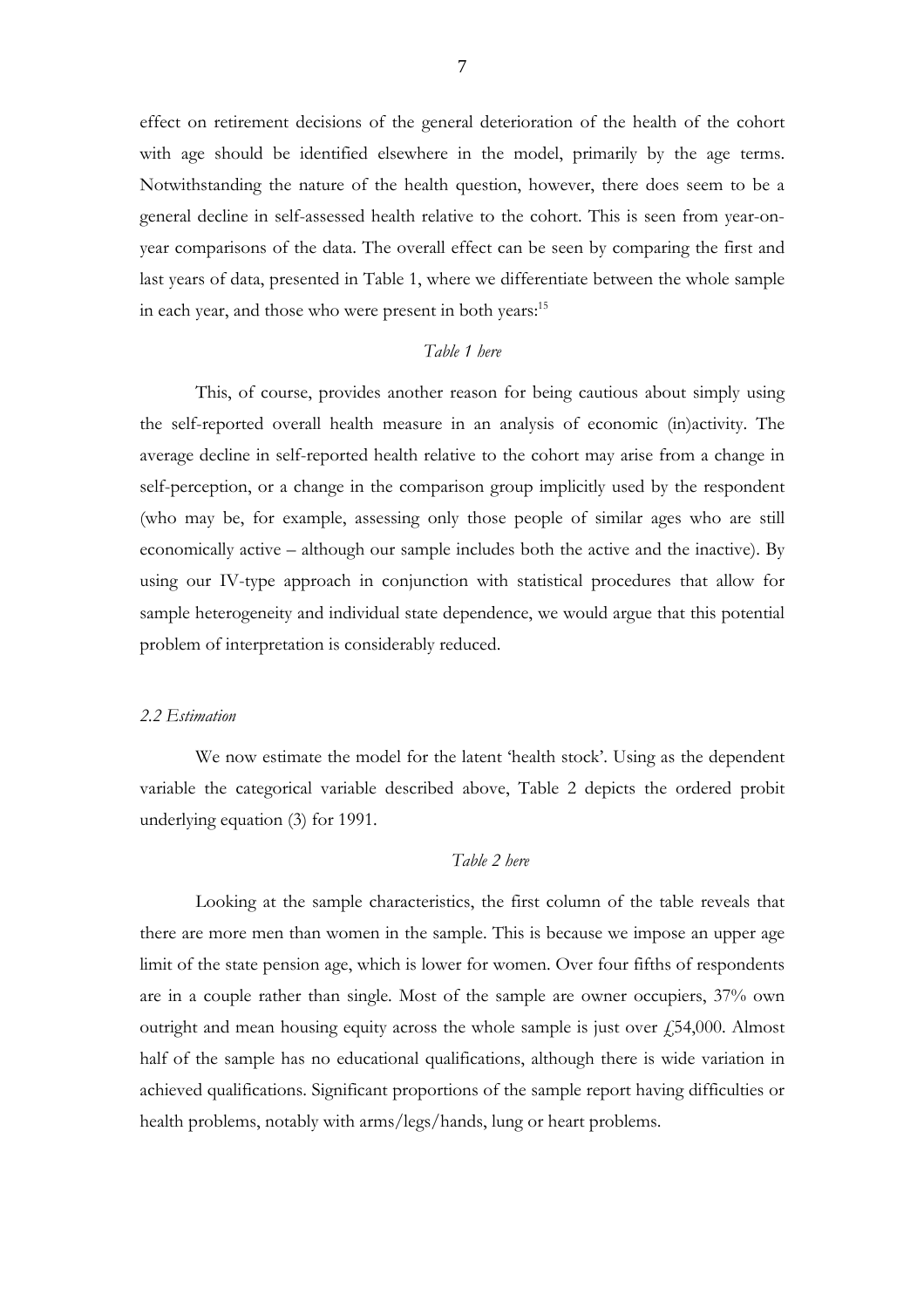effect on retirement decisions of the general deterioration of the health of the cohort with age should be identified elsewhere in the model, primarily by the age terms. Notwithstanding the nature of the health question, however, there does seem to be a general decline in self-assessed health relative to the cohort. This is seen from year-on-year comparisons of the data. The overall effect can be seen by comparing the first and last years of data, presented in Table 1, where we differentiate between the whole sample in each year, and those who were present in both years:[15]

*Table 1 here*

This, of course, provides another reason for being cautious about simply using the self-reported overall health measure in an analysis of economic (in)activity. The average decline in self-reported health relative to the cohort may arise from a change in self-perception, or a change in the comparison group implicitly used by the respondent (who may be, for example, assessing only those people of similar ages who are still economically active – although our sample includes both the active and the inactive). By using our IV-type approach in conjunction with statistical procedures that allow for sample heterogeneity and individual state dependence, we would argue that this potential problem of interpretation is considerably reduced.

### *2.2 Estimation*

We now estimate the model for the latent 'health stock'. Using as the dependent variable the categorical variable described above, Table 2 depicts the ordered probit underlying equation (3) for 1991.

*Table 2 here*

Looking at the sample characteristics, the first column of the table reveals that there are more men than women in the sample. This is because we impose an upper age limit of the state pension age, which is lower for women. Over four fifths of respondents are in a couple rather than single. Most of the sample are owner occupiers, 37% own outright and mean housing equity across the whole sample is just over £54,000. Almost half of the sample has no educational qualifications, although there is wide variation in achieved qualifications. Significant proportions of the sample report having difficulties or health problems, notably with arms/legs/hands, lung or heart problems.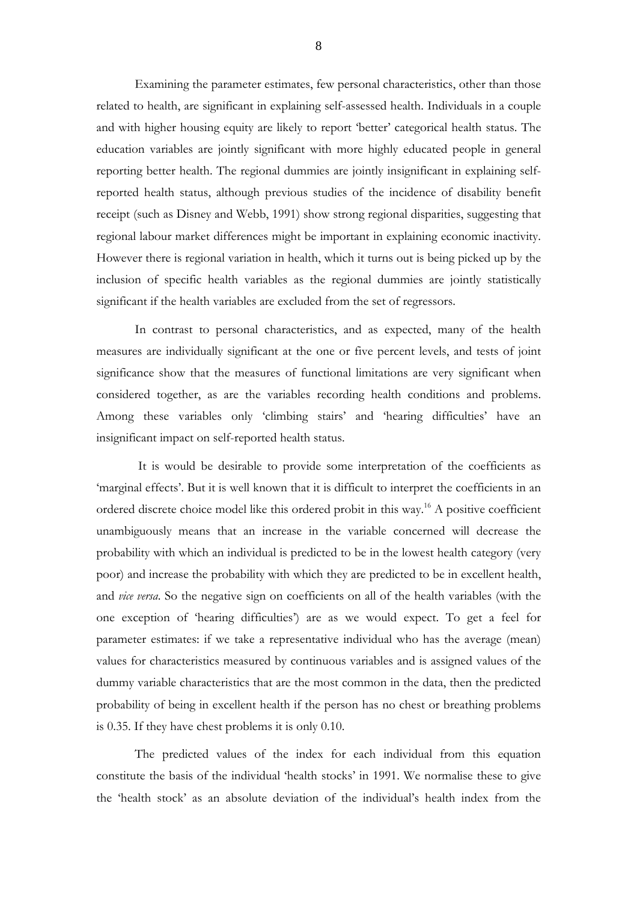Examining the parameter estimates, few personal characteristics, other than those related to health, are significant in explaining self-assessed health. Individuals in a couple and with higher housing equity are likely to report 'better' categorical health status. The education variables are jointly significant with more highly educated people in general reporting better health. The regional dummies are jointly insignificant in explaining self-reported health status, although previous studies of the incidence of disability benefit receipt (such as Disney and Webb, 1991) show strong regional disparities, suggesting that regional labour market differences might be important in explaining economic inactivity. However there is regional variation in health, which it turns out is being picked up by the inclusion of specific health variables as the regional dummies are jointly statistically significant if the health variables are excluded from the set of regressors.

In contrast to personal characteristics, and as expected, many of the health measures are individually significant at the one or five percent levels, and tests of joint significance show that the measures of functional limitations are very significant when considered together, as are the variables recording health conditions and problems. Among these variables only 'climbing stairs' and 'hearing difficulties' have an insignificant impact on self-reported health status.

It is would be desirable to provide some interpretation of the coefficients as 'marginal effects'. But it is well known that it is difficult to interpret the coefficients in an ordered discrete choice model like this ordered probit in this way.[16] A positive coefficient unambiguously means that an increase in the variable concerned will decrease the probability with which an individual is predicted to be in the lowest health category (very poor) and increase the probability with which they are predicted to be in excellent health, and *vice versa*. So the negative sign on coefficients on all of the health variables (with the one exception of 'hearing difficulties') are as we would expect. To get a feel for parameter estimates: if we take a representative individual who has the average (mean) values for characteristics measured by continuous variables and is assigned values of the dummy variable characteristics that are the most common in the data, then the predicted probability of being in excellent health if the person has no chest or breathing problems is 0.35. If they have chest problems it is only 0.10.

The predicted values of the index for each individual from this equation constitute the basis of the individual 'health stocks' in 1991. We normalise these to give the 'health stock' as an absolute deviation of the individual's health index from the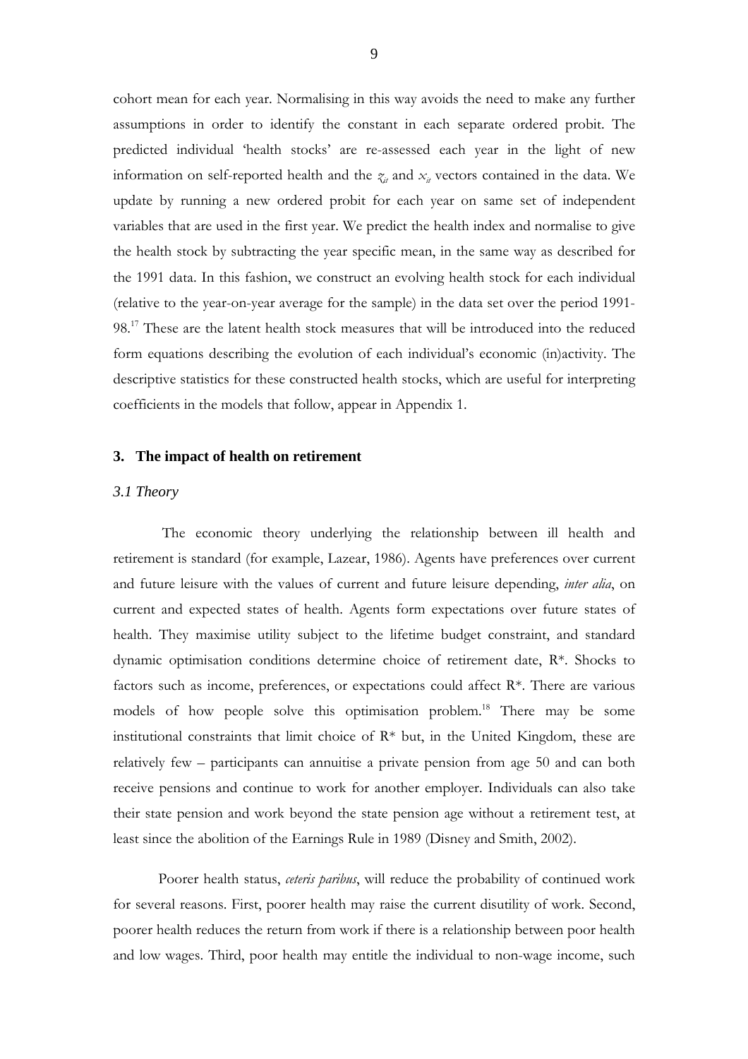cohort mean for each year. Normalising in this way avoids the need to make any further assumptions in order to identify the constant in each separate ordered probit. The predicted individual 'health stocks' are re-assessed each year in the light of new information on self-reported health and the $z_{it}$ and $x_{it}$ vectors contained in the data. We update by running a new ordered probit for each year on same set of independent variables that are used in the first year. We predict the health index and normalise to give the health stock by subtracting the year specific mean, in the same way as described for the 1991 data. In this fashion, we construct an evolving health stock for each individual (relative to the year-on-year average for the sample) in the data set over the period 1991-98.[17] These are the latent health stock measures that will be introduced into the reduced form equations describing the evolution of each individual's economic (in)activity. The descriptive statistics for these constructed health stocks, which are useful for interpreting coefficients in the models that follow, appear in Appendix 1.

## 3. The impact of health on retirement

### *3.1 Theory*

The economic theory underlying the relationship between ill health and retirement is standard (for example, Lazear, 1986). Agents have preferences over current and future leisure with the values of current and future leisure depending, *inter alia*, on current and expected states of health. Agents form expectations over future states of health. They maximise utility subject to the lifetime budget constraint, and standard dynamic optimisation conditions determine choice of retirement date, $R^*$. Shocks to factors such as income, preferences, or expectations could affect $R^*$. There are various models of how people solve this optimisation problem.[18] There may be some institutional constraints that limit choice of $R^*$ but, in the United Kingdom, these are relatively few – participants can annuitise a private pension from age 50 and can both receive pensions and continue to work for another employer. Individuals can also take their state pension and work beyond the state pension age without a retirement test, at least since the abolition of the Earnings Rule in 1989 (Disney and Smith, 2002).

Poorer health status, *ceteris paribus*, will reduce the probability of continued work for several reasons. First, poorer health may raise the current disutility of work. Second, poorer health reduces the return from work if there is a relationship between poor health and low wages. Third, poor health may entitle the individual to non-wage income, such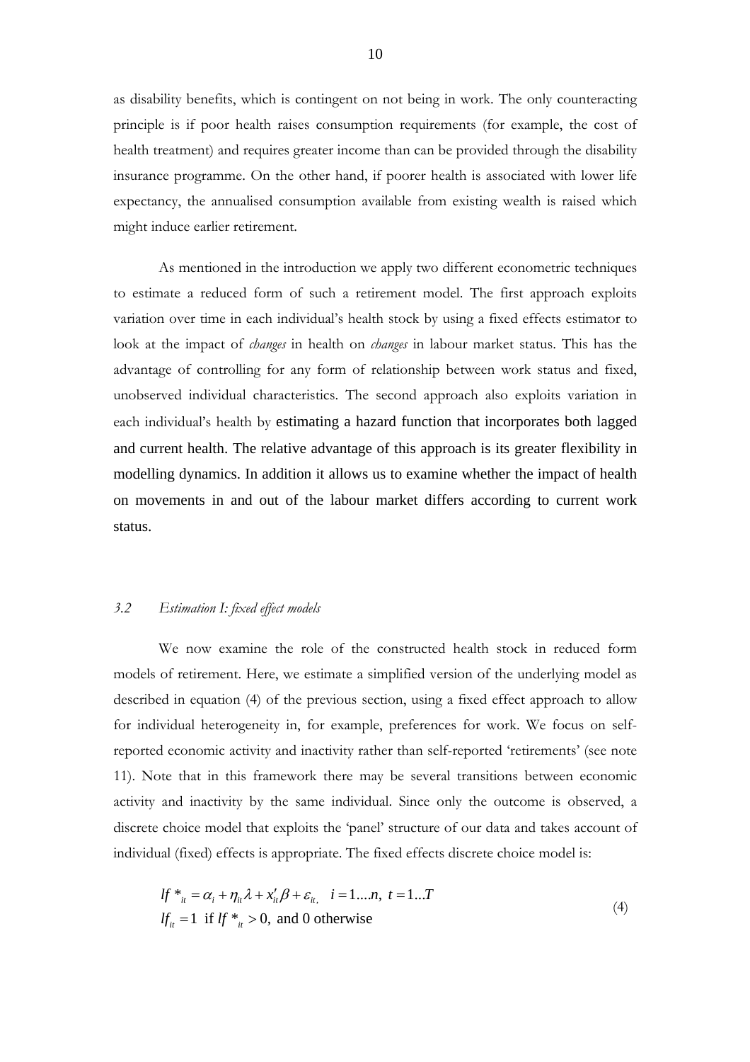as disability benefits, which is contingent on not being in work. The only counteracting principle is if poor health raises consumption requirements (for example, the cost of health treatment) and requires greater income than can be provided through the disability insurance programme. On the other hand, if poorer health is associated with lower life expectancy, the annualised consumption available from existing wealth is raised which might induce earlier retirement.

As mentioned in the introduction we apply two different econometric techniques to estimate a reduced form of such a retirement model. The first approach exploits variation over time in each individual's health stock by using a fixed effects estimator to look at the impact of *changes* in health on *changes* in labour market status. This has the advantage of controlling for any form of relationship between work status and fixed, unobserved individual characteristics. The second approach also exploits variation in each individual's health by estimating a hazard function that incorporates both lagged and current health. The relative advantage of this approach is its greater flexibility in modelling dynamics. In addition it allows us to examine whether the impact of health on movements in and out of the labour market differs according to current work status.

### *3.2 Estimation I: fixed effect models*

We now examine the role of the constructed health stock in reduced form models of retirement. Here, we estimate a simplified version of the underlying model as described in equation (4) of the previous section, using a fixed effect approach to allow for individual heterogeneity in, for example, preferences for work. We focus on self-reported economic activity and inactivity rather than self-reported 'retirements' (see note 11). Note that in this framework there may be several transitions between economic activity and inactivity by the same individual. Since only the outcome is observed, a discrete choice model that exploits the 'panel' structure of our data and takes account of individual (fixed) effects is appropriate. The fixed effects discrete choice model is:

$$
\begin{aligned}
lf^*_{it} &= \alpha_i + \eta_{it}\lambda + x'_{it}\beta + \varepsilon_{it}, \quad i = 1....n, \; t = 1...T \\
lf_{it} &= 1 \text{ if } lf^*_{it} > 0, \text{ and 0 otherwise}
\end{aligned}
\tag{4}
$$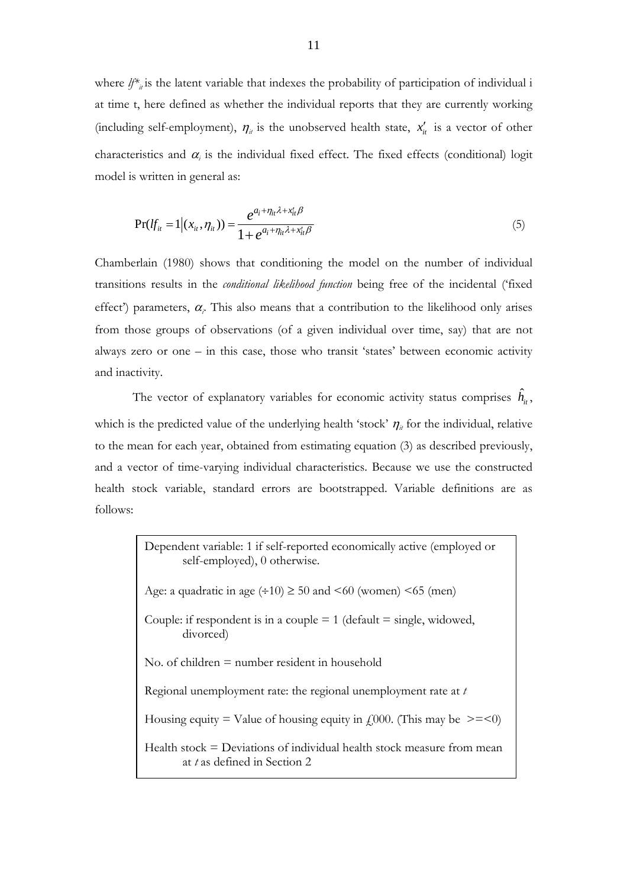where $lf^*_{it}$ is the latent variable that indexes the probability of participation of individual i at time t, here defined as whether the individual reports that they are currently working (including self-employment), $\eta_{it}$ is the unobserved health state, $x'_{it}$ is a vector of other characteristics and $\alpha_i$ is the individual fixed effect. The fixed effects (conditional) logit model is written in general as:

$$\Pr(lf_{it} = 1 | (x_{it}, \eta_{it})) = \frac{e^{a_i + \eta_{it}\lambda + x'_{it}\beta}}{1 + e^{a_i + \eta_{it}\lambda + x'_{it}\beta}} \tag{5}$$

Chamberlain (1980) shows that conditioning the model on the number of individual transitions results in the *conditional likelihood function* being free of the incidental ('fixed effect') parameters, $\alpha_i$. This also means that a contribution to the likelihood only arises from those groups of observations (of a given individual over time, say) that are not always zero or one – in this case, those who transit 'states' between economic activity and inactivity.

The vector of explanatory variables for economic activity status comprises $\hat{h}_{it}$, which is the predicted value of the underlying health 'stock' $\eta_{it}$ for the individual, relative to the mean for each year, obtained from estimating equation (3) as described previously, and a vector of time-varying individual characteristics. Because we use the constructed health stock variable, standard errors are bootstrapped. Variable definitions are as follows:

Dependent variable: 1 if self-reported economically active (employed or self-employed), 0 otherwise.

Age: a quadratic in age (÷10) ≥ 50 and <60 (women) <65 (men)

Couple: if respondent is in a couple = 1 (default = single, widowed, divorced)

No. of children = number resident in household

Regional unemployment rate: the regional unemployment rate at *t*

Housing equity = Value of housing equity in £000. (This may be >=<0)

Health stock = Deviations of individual health stock measure from mean at *t* as defined in Section 2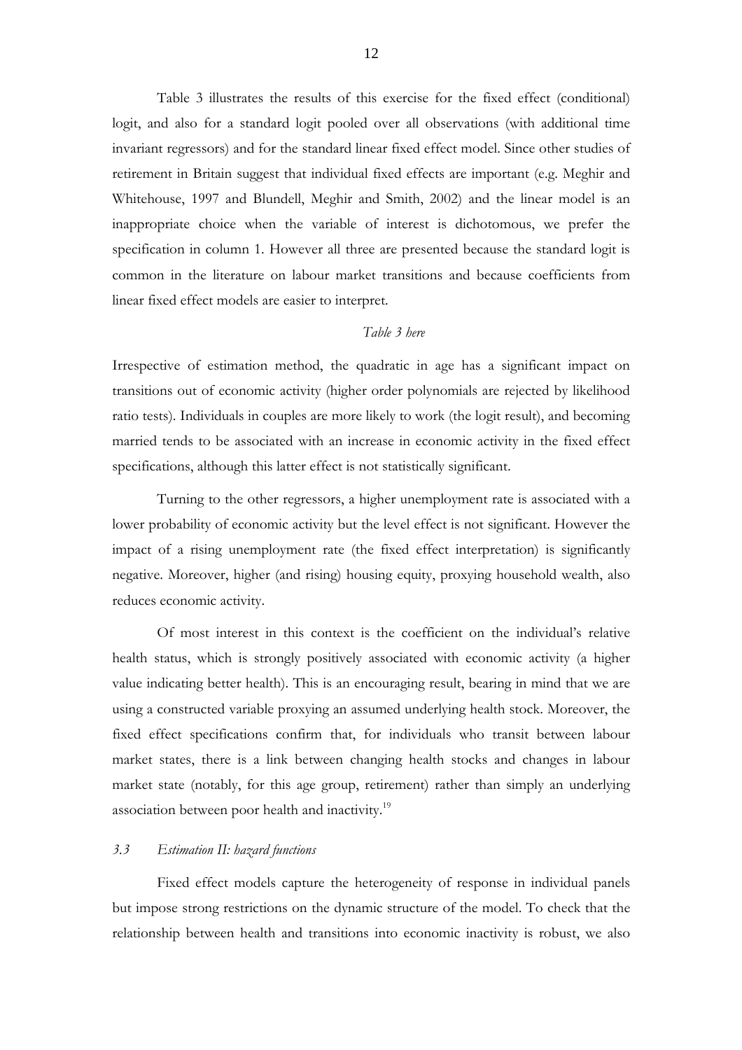Table 3 illustrates the results of this exercise for the fixed effect (conditional) logit, and also for a standard logit pooled over all observations (with additional time invariant regressors) and for the standard linear fixed effect model. Since other studies of retirement in Britain suggest that individual fixed effects are important (e.g. Meghir and Whitehouse, 1997 and Blundell, Meghir and Smith, 2002) and the linear model is an inappropriate choice when the variable of interest is dichotomous, we prefer the specification in column 1. However all three are presented because the standard logit is common in the literature on labour market transitions and because coefficients from linear fixed effect models are easier to interpret.

*Table 3 here*

Irrespective of estimation method, the quadratic in age has a significant impact on transitions out of economic activity (higher order polynomials are rejected by likelihood ratio tests). Individuals in couples are more likely to work (the logit result), and becoming married tends to be associated with an increase in economic activity in the fixed effect specifications, although this latter effect is not statistically significant.

Turning to the other regressors, a higher unemployment rate is associated with a lower probability of economic activity but the level effect is not significant. However the impact of a rising unemployment rate (the fixed effect interpretation) is significantly negative. Moreover, higher (and rising) housing equity, proxying household wealth, also reduces economic activity.

Of most interest in this context is the coefficient on the individual's relative health status, which is strongly positively associated with economic activity (a higher value indicating better health). This is an encouraging result, bearing in mind that we are using a constructed variable proxying an assumed underlying health stock. Moreover, the fixed effect specifications confirm that, for individuals who transit between labour market states, there is a link between changing health stocks and changes in labour market state (notably, for this age group, retirement) rather than simply an underlying association between poor health and inactivity.[19]

### *3.3 Estimation II: hazard functions*

Fixed effect models capture the heterogeneity of response in individual panels but impose strong restrictions on the dynamic structure of the model. To check that the relationship between health and transitions into economic inactivity is robust, we also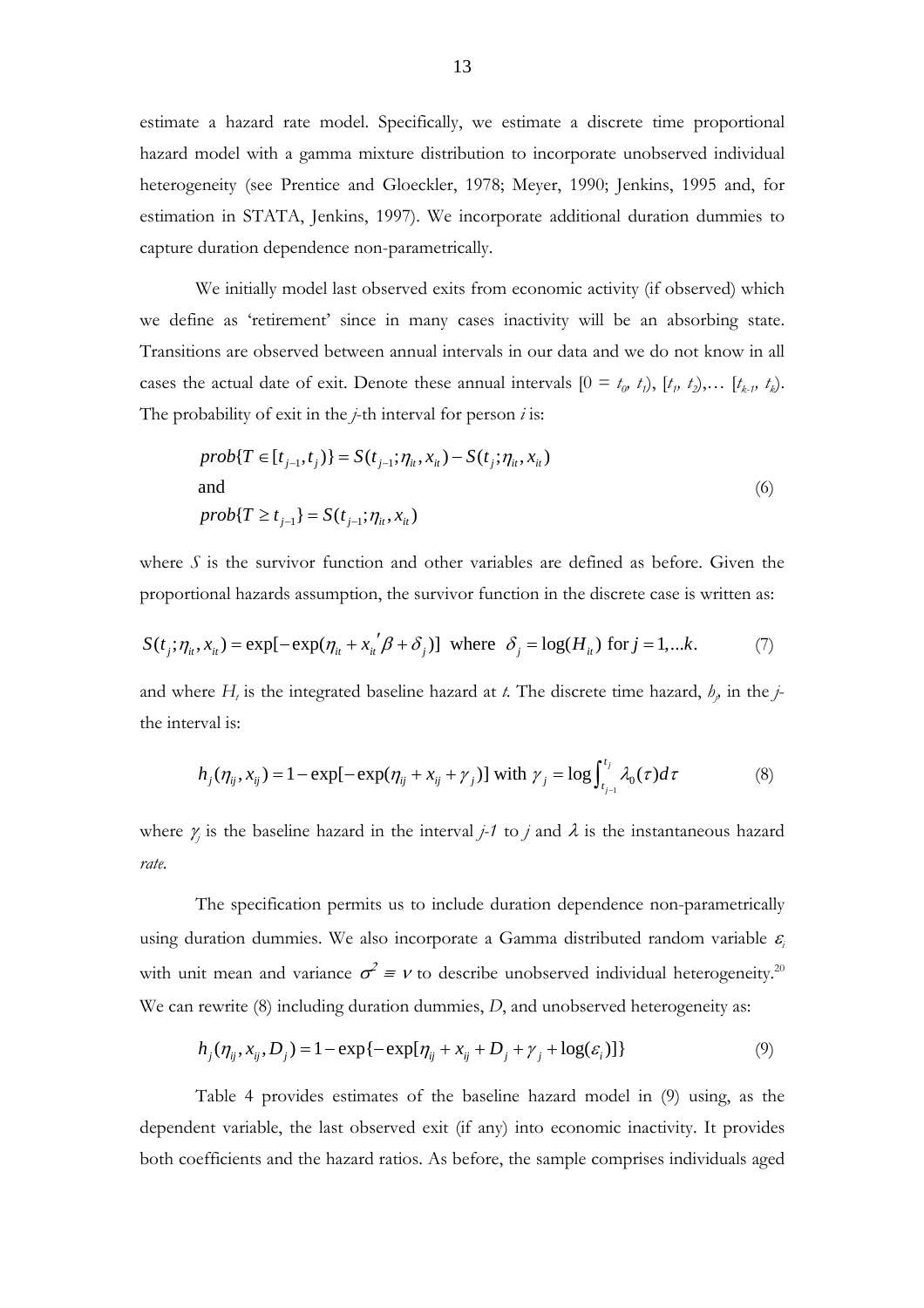estimate a hazard rate model. Specifically, we estimate a discrete time proportional hazard model with a gamma mixture distribution to incorporate unobserved individual heterogeneity (see Prentice and Gloeckler, 1978; Meyer, 1990; Jenkins, 1995 and, for estimation in STATA, Jenkins, 1997). We incorporate additional duration dummies to capture duration dependence non-parametrically.

We initially model last observed exits from economic activity (if observed) which we define as 'retirement' since in many cases inactivity will be an absorbing state. Transitions are observed between annual intervals in our data and we do not know in all cases the actual date of exit. Denote these annual intervals $[0 = t_0, t_1)$, $[t_1, t_2)$,… $[t_{k-1}, t_k)$. The probability of exit in the *j*-th interval for person *i* is:

$$
\begin{aligned}
&prob\{T \in [t_{j-1}, t_j)\} = S(t_{j-1}; \eta_{it}, x_{it}) - S(t_j; \eta_{it}, x_{it}) \\
&\text{and} \\
&prob\{T \geq t_{j-1}\} = S(t_{j-1}; \eta_{it}, x_{it})
\end{aligned}
\tag{6}
$$

where *S* is the survivor function and other variables are defined as before. Given the proportional hazards assumption, the survivor function in the discrete case is written as:

$$
S(t_j; \eta_{it}, x_{it}) = \exp[-\exp(\eta_{it} + x_{it}{'}\beta + \delta_j)] \;\; \text{where} \;\; \delta_j = \log(H_{it}) \text{ for } j = 1,...k. \tag{7}
$$

and where $H_t$ is the integrated baseline hazard at *t*. The discrete time hazard, $h_j$, in the *j*-the interval is:

$$
h_j(\eta_{ij}, x_{ij}) = 1 - \exp[-\exp(\eta_{ij} + x_{ij} + \gamma_j)] \text{ with } \gamma_j = \log \int_{t_{j-1}}^{t_j} \lambda_0(\tau) d\tau \tag{8}
$$

where $\gamma_j$ is the baseline hazard in the interval *j-1* to *j* and $\lambda$ is the instantaneous hazard *rate*.

The specification permits us to include duration dependence non-parametrically using duration dummies. We also incorporate a Gamma distributed random variable $\varepsilon_i$ with unit mean and variance $\sigma^2 \equiv \nu$ to describe unobserved individual heterogeneity.[20] We can rewrite (8) including duration dummies, *D*, and unobserved heterogeneity as:

$$
h_j(\eta_{ij}, x_{ij}, D_j) = 1 - \exp\{-\exp[\eta_{ij} + x_{ij} + D_j + \gamma_j + \log(\varepsilon_i)]\} \tag{9}
$$

Table 4 provides estimates of the baseline hazard model in (9) using, as the dependent variable, the last observed exit (if any) into economic inactivity. It provides both coefficients and the hazard ratios. As before, the sample comprises individuals aged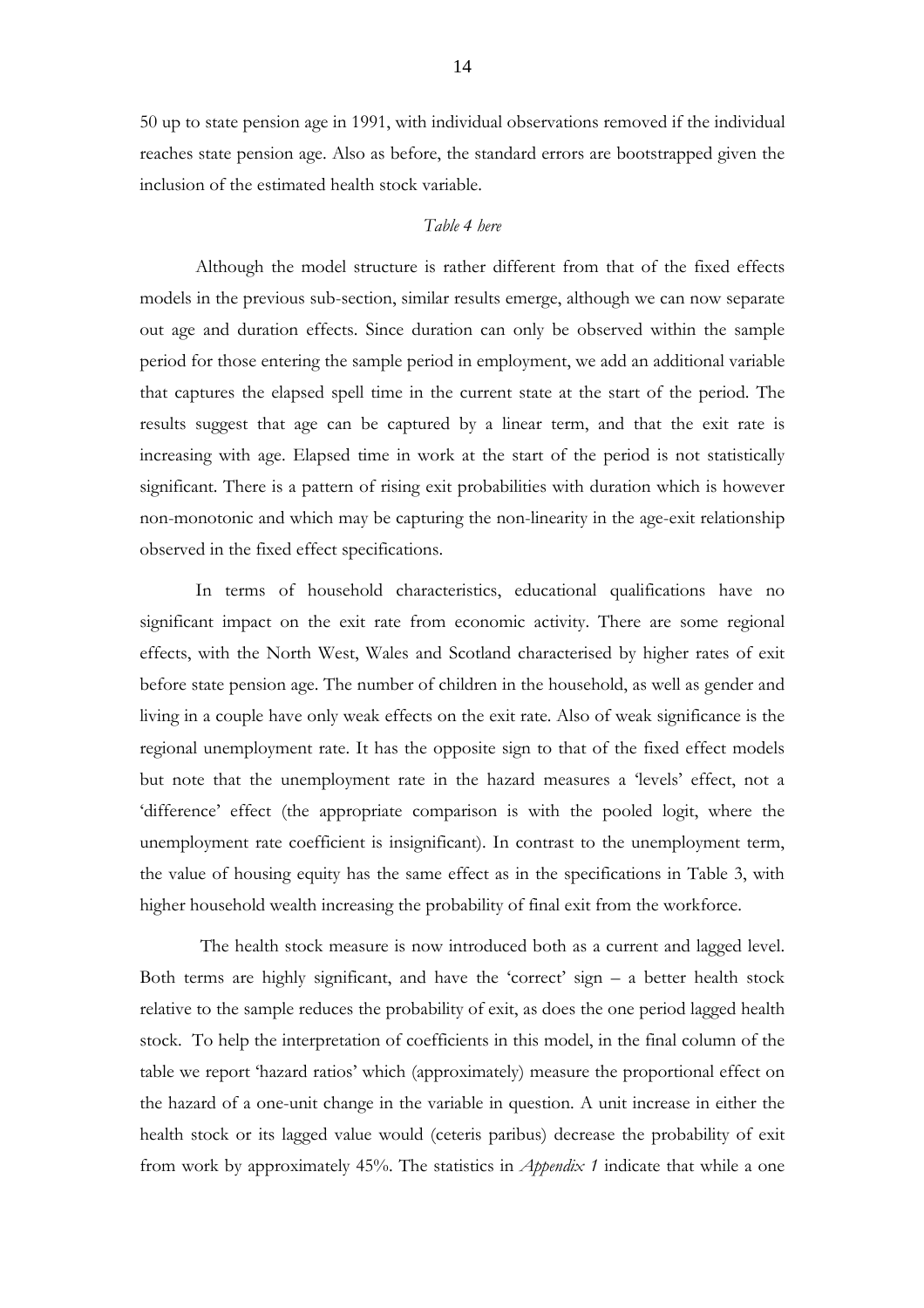50 up to state pension age in 1991, with individual observations removed if the individual reaches state pension age. Also as before, the standard errors are bootstrapped given the inclusion of the estimated health stock variable.

*Table 4 here*

Although the model structure is rather different from that of the fixed effects models in the previous sub-section, similar results emerge, although we can now separate out age and duration effects. Since duration can only be observed within the sample period for those entering the sample period in employment, we add an additional variable that captures the elapsed spell time in the current state at the start of the period. The results suggest that age can be captured by a linear term, and that the exit rate is increasing with age. Elapsed time in work at the start of the period is not statistically significant. There is a pattern of rising exit probabilities with duration which is however non-monotonic and which may be capturing the non-linearity in the age-exit relationship observed in the fixed effect specifications.

In terms of household characteristics, educational qualifications have no significant impact on the exit rate from economic activity. There are some regional effects, with the North West, Wales and Scotland characterised by higher rates of exit before state pension age. The number of children in the household, as well as gender and living in a couple have only weak effects on the exit rate. Also of weak significance is the regional unemployment rate. It has the opposite sign to that of the fixed effect models but note that the unemployment rate in the hazard measures a 'levels' effect, not a 'difference' effect (the appropriate comparison is with the pooled logit, where the unemployment rate coefficient is insignificant). In contrast to the unemployment term, the value of housing equity has the same effect as in the specifications in Table 3, with higher household wealth increasing the probability of final exit from the workforce.

The health stock measure is now introduced both as a current and lagged level. Both terms are highly significant, and have the 'correct' sign – a better health stock relative to the sample reduces the probability of exit, as does the one period lagged health stock. To help the interpretation of coefficients in this model, in the final column of the table we report 'hazard ratios' which (approximately) measure the proportional effect on the hazard of a one-unit change in the variable in question. A unit increase in either the health stock or its lagged value would (ceteris paribus) decrease the probability of exit from work by approximately 45%. The statistics in *Appendix 1* indicate that while a one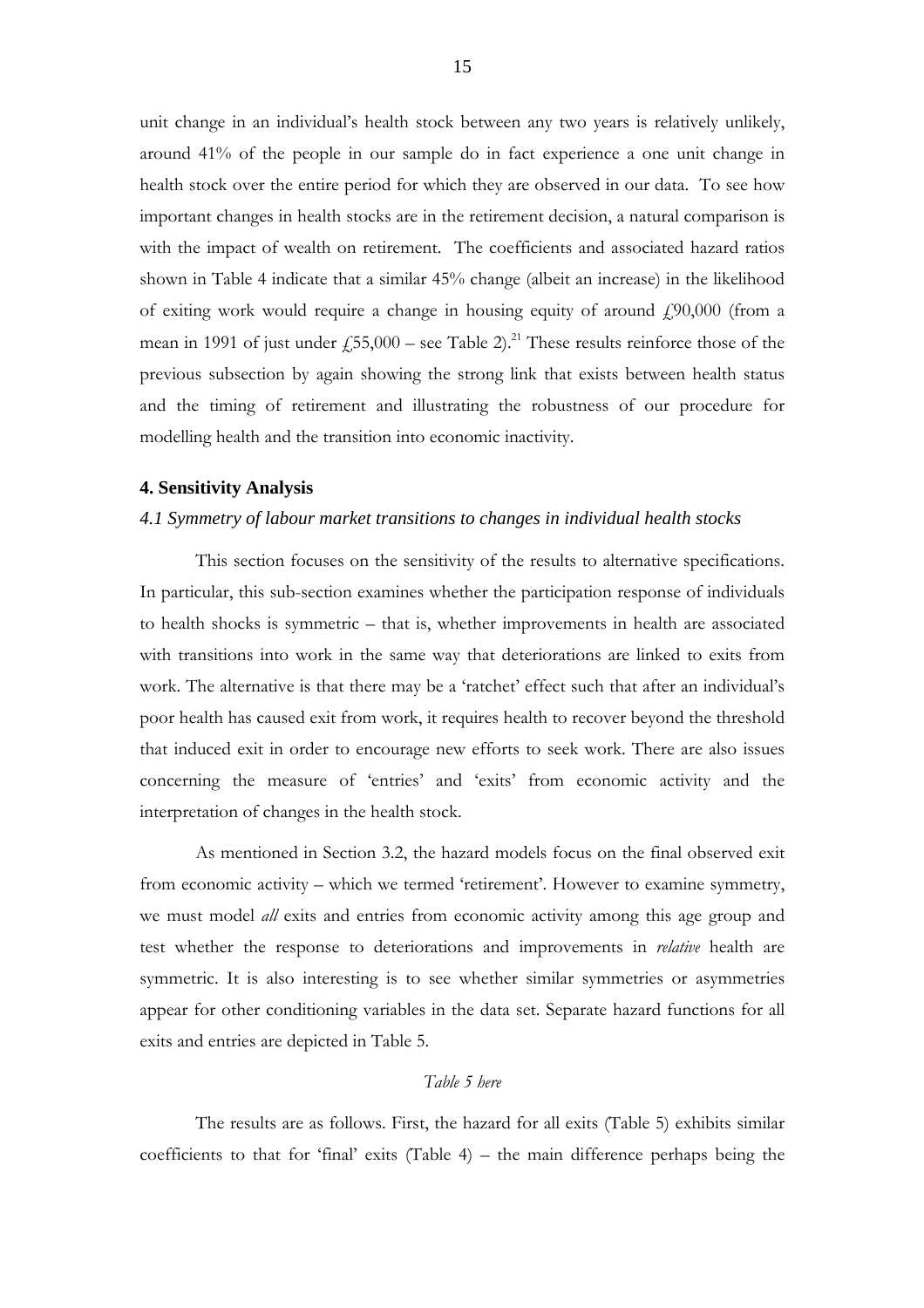unit change in an individual's health stock between any two years is relatively unlikely, around 41% of the people in our sample do in fact experience a one unit change in health stock over the entire period for which they are observed in our data. To see how important changes in health stocks are in the retirement decision, a natural comparison is with the impact of wealth on retirement. The coefficients and associated hazard ratios shown in Table 4 indicate that a similar 45% change (albeit an increase) in the likelihood of exiting work would require a change in housing equity of around £90,000 (from a mean in 1991 of just under £55,000 – see Table 2).[21] These results reinforce those of the previous subsection by again showing the strong link that exists between health status and the timing of retirement and illustrating the robustness of our procedure for modelling health and the transition into economic inactivity.

## 4. Sensitivity Analysis

### *4.1 Symmetry of labour market transitions to changes in individual health stocks*

This section focuses on the sensitivity of the results to alternative specifications. In particular, this sub-section examines whether the participation response of individuals to health shocks is symmetric – that is, whether improvements in health are associated with transitions into work in the same way that deteriorations are linked to exits from work. The alternative is that there may be a 'ratchet' effect such that after an individual's poor health has caused exit from work, it requires health to recover beyond the threshold that induced exit in order to encourage new efforts to seek work. There are also issues concerning the measure of 'entries' and 'exits' from economic activity and the interpretation of changes in the health stock.

As mentioned in Section 3.2, the hazard models focus on the final observed exit from economic activity – which we termed 'retirement'. However to examine symmetry, we must model *all* exits and entries from economic activity among this age group and test whether the response to deteriorations and improvements in *relative* health are symmetric. It is also interesting is to see whether similar symmetries or asymmetries appear for other conditioning variables in the data set. Separate hazard functions for all exits and entries are depicted in Table 5.

*Table 5 here*

The results are as follows. First, the hazard for all exits (Table 5) exhibits similar coefficients to that for 'final' exits (Table 4) – the main difference perhaps being the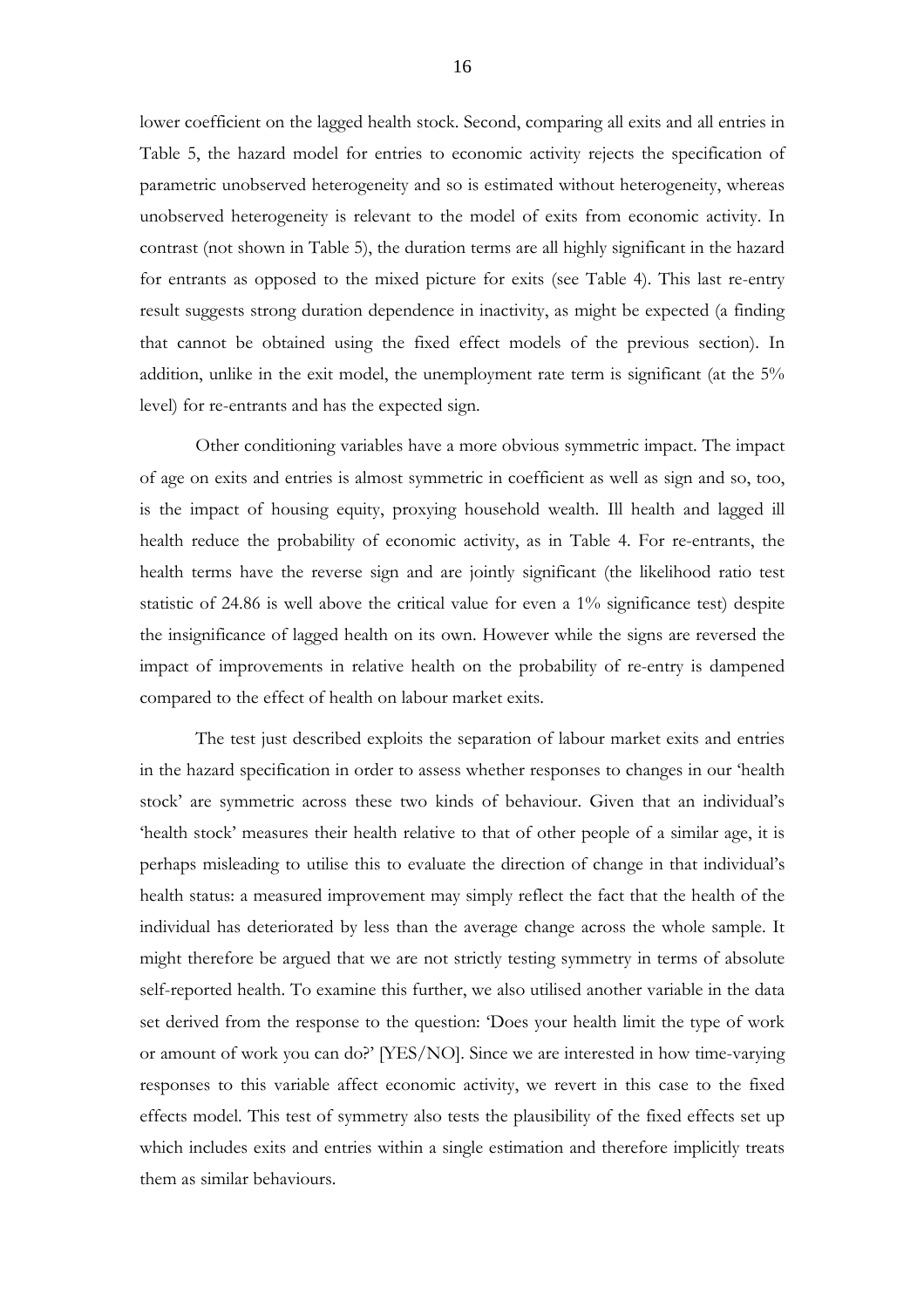lower coefficient on the lagged health stock. Second, comparing all exits and all entries in Table 5, the hazard model for entries to economic activity rejects the specification of parametric unobserved heterogeneity and so is estimated without heterogeneity, whereas unobserved heterogeneity is relevant to the model of exits from economic activity. In contrast (not shown in Table 5), the duration terms are all highly significant in the hazard for entrants as opposed to the mixed picture for exits (see Table 4). This last re-entry result suggests strong duration dependence in inactivity, as might be expected (a finding that cannot be obtained using the fixed effect models of the previous section). In addition, unlike in the exit model, the unemployment rate term is significant (at the 5% level) for re-entrants and has the expected sign.

Other conditioning variables have a more obvious symmetric impact. The impact of age on exits and entries is almost symmetric in coefficient as well as sign and so, too, is the impact of housing equity, proxying household wealth. Ill health and lagged ill health reduce the probability of economic activity, as in Table 4. For re-entrants, the health terms have the reverse sign and are jointly significant (the likelihood ratio test statistic of 24.86 is well above the critical value for even a 1% significance test) despite the insignificance of lagged health on its own. However while the signs are reversed the impact of improvements in relative health on the probability of re-entry is dampened compared to the effect of health on labour market exits.

The test just described exploits the separation of labour market exits and entries in the hazard specification in order to assess whether responses to changes in our 'health stock' are symmetric across these two kinds of behaviour. Given that an individual's 'health stock' measures their health relative to that of other people of a similar age, it is perhaps misleading to utilise this to evaluate the direction of change in that individual's health status: a measured improvement may simply reflect the fact that the health of the individual has deteriorated by less than the average change across the whole sample. It might therefore be argued that we are not strictly testing symmetry in terms of absolute self-reported health. To examine this further, we also utilised another variable in the data set derived from the response to the question: 'Does your health limit the type of work or amount of work you can do?' [YES/NO]. Since we are interested in how time-varying responses to this variable affect economic activity, we revert in this case to the fixed effects model. This test of symmetry also tests the plausibility of the fixed effects set up which includes exits and entries within a single estimation and therefore implicitly treats them as similar behaviours.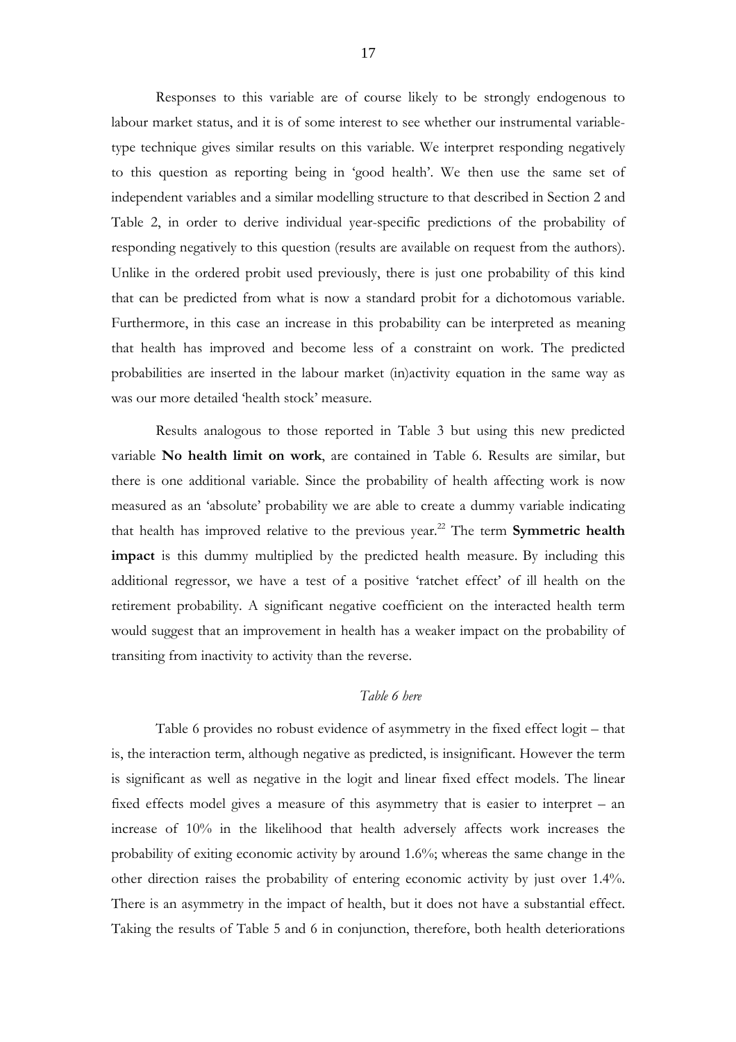Responses to this variable are of course likely to be strongly endogenous to labour market status, and it is of some interest to see whether our instrumental variable-type technique gives similar results on this variable. We interpret responding negatively to this question as reporting being in 'good health'. We then use the same set of independent variables and a similar modelling structure to that described in Section 2 and Table 2, in order to derive individual year-specific predictions of the probability of responding negatively to this question (results are available on request from the authors). Unlike in the ordered probit used previously, there is just one probability of this kind that can be predicted from what is now a standard probit for a dichotomous variable. Furthermore, in this case an increase in this probability can be interpreted as meaning that health has improved and become less of a constraint on work. The predicted probabilities are inserted in the labour market (in)activity equation in the same way as was our more detailed 'health stock' measure.

Results analogous to those reported in Table 3 but using this new predicted variable **No health limit on work**, are contained in Table 6. Results are similar, but there is one additional variable. Since the probability of health affecting work is now measured as an 'absolute' probability we are able to create a dummy variable indicating that health has improved relative to the previous year.[22] The term **Symmetric health impact** is this dummy multiplied by the predicted health measure. By including this additional regressor, we have a test of a positive 'ratchet effect' of ill health on the retirement probability. A significant negative coefficient on the interacted health term would suggest that an improvement in health has a weaker impact on the probability of transiting from inactivity to activity than the reverse.

*Table 6 here*

Table 6 provides no robust evidence of asymmetry in the fixed effect logit – that is, the interaction term, although negative as predicted, is insignificant. However the term is significant as well as negative in the logit and linear fixed effect models. The linear fixed effects model gives a measure of this asymmetry that is easier to interpret – an increase of 10% in the likelihood that health adversely affects work increases the probability of exiting economic activity by around 1.6%; whereas the same change in the other direction raises the probability of entering economic activity by just over 1.4%. There is an asymmetry in the impact of health, but it does not have a substantial effect. Taking the results of Table 5 and 6 in conjunction, therefore, both health deteriorations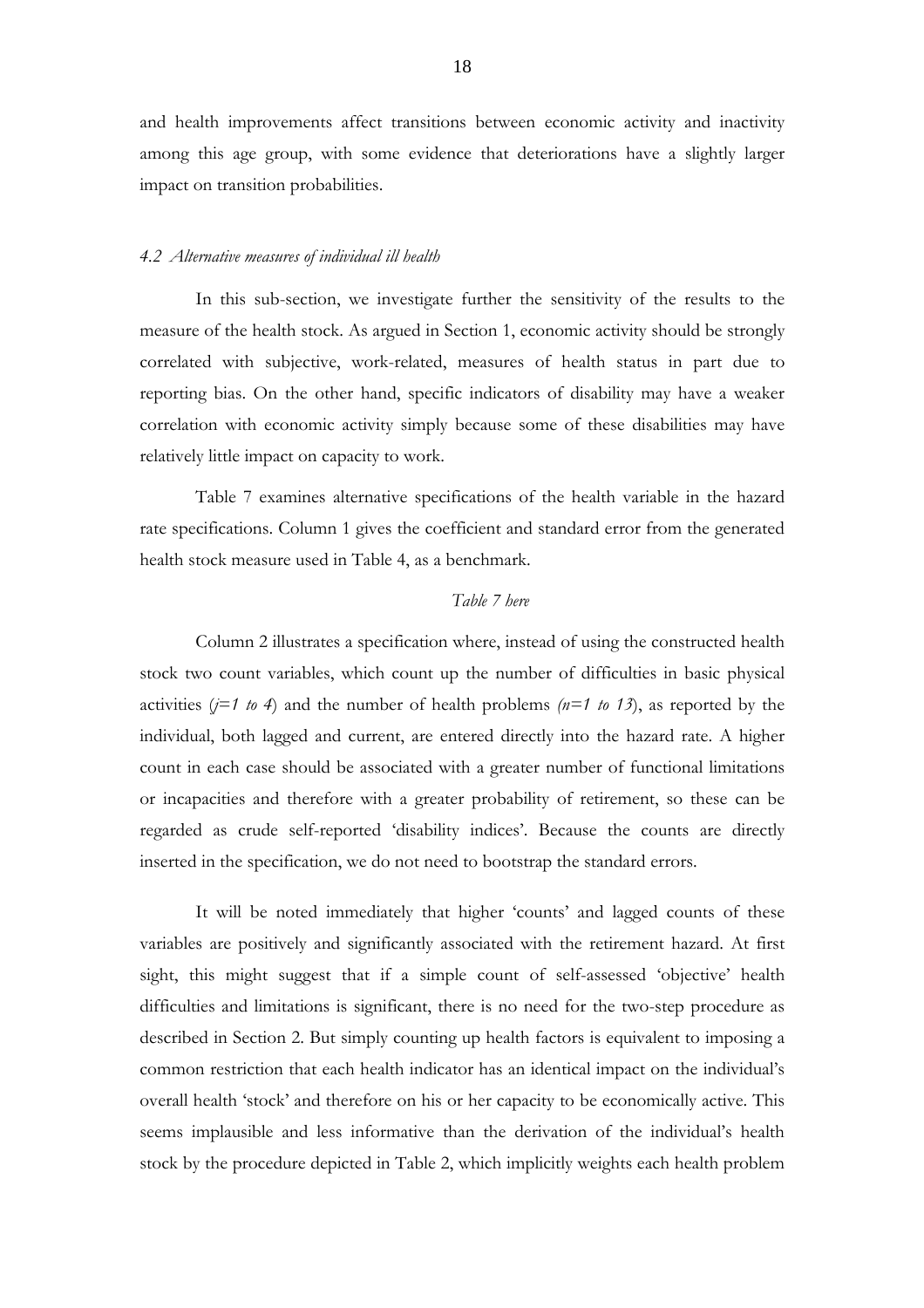and health improvements affect transitions between economic activity and inactivity among this age group, with some evidence that deteriorations have a slightly larger impact on transition probabilities.

### *4.2 Alternative measures of individual ill health*

In this sub-section, we investigate further the sensitivity of the results to the measure of the health stock. As argued in Section 1, economic activity should be strongly correlated with subjective, work-related, measures of health status in part due to reporting bias. On the other hand, specific indicators of disability may have a weaker correlation with economic activity simply because some of these disabilities may have relatively little impact on capacity to work.

Table 7 examines alternative specifications of the health variable in the hazard rate specifications. Column 1 gives the coefficient and standard error from the generated health stock measure used in Table 4, as a benchmark.

*Table 7 here*

Column 2 illustrates a specification where, instead of using the constructed health stock two count variables, which count up the number of difficulties in basic physical activities (*$j=1$ to 4*) and the number of health problems *($n=1$ to 13)*, as reported by the individual, both lagged and current, are entered directly into the hazard rate. A higher count in each case should be associated with a greater number of functional limitations or incapacities and therefore with a greater probability of retirement, so these can be regarded as crude self-reported 'disability indices'. Because the counts are directly inserted in the specification, we do not need to bootstrap the standard errors.

It will be noted immediately that higher 'counts' and lagged counts of these variables are positively and significantly associated with the retirement hazard. At first sight, this might suggest that if a simple count of self-assessed 'objective' health difficulties and limitations is significant, there is no need for the two-step procedure as described in Section 2. But simply counting up health factors is equivalent to imposing a common restriction that each health indicator has an identical impact on the individual's overall health 'stock' and therefore on his or her capacity to be economically active. This seems implausible and less informative than the derivation of the individual's health stock by the procedure depicted in Table 2, which implicitly weights each health problem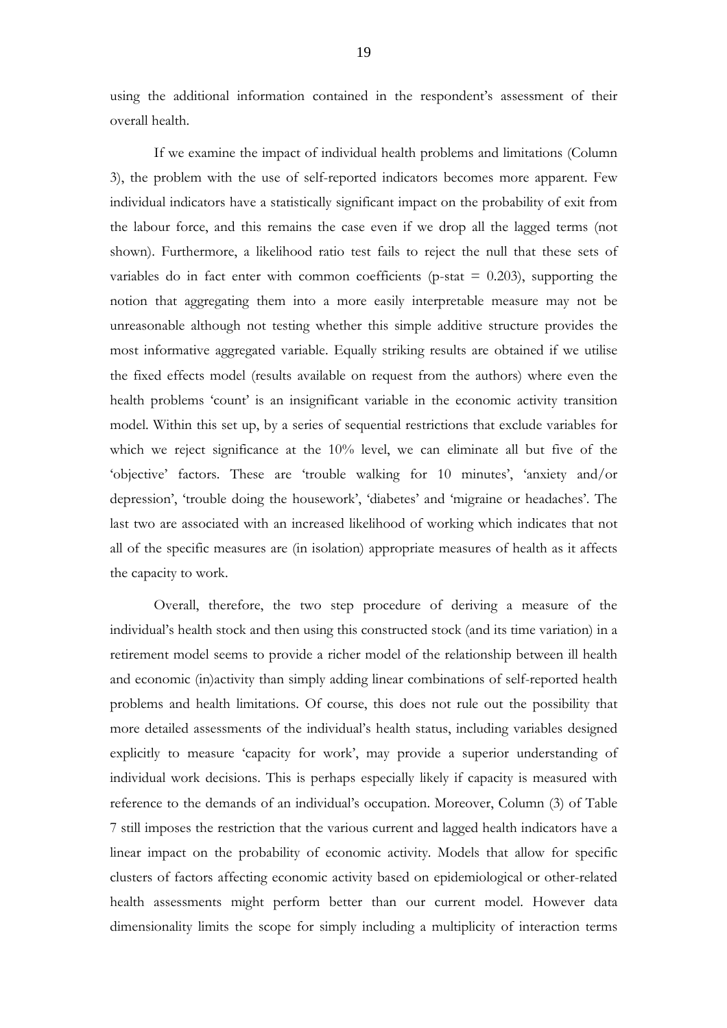using the additional information contained in the respondent's assessment of their overall health.

If we examine the impact of individual health problems and limitations (Column 3), the problem with the use of self-reported indicators becomes more apparent. Few individual indicators have a statistically significant impact on the probability of exit from the labour force, and this remains the case even if we drop all the lagged terms (not shown). Furthermore, a likelihood ratio test fails to reject the null that these sets of variables do in fact enter with common coefficients (p-stat = 0.203), supporting the notion that aggregating them into a more easily interpretable measure may not be unreasonable although not testing whether this simple additive structure provides the most informative aggregated variable. Equally striking results are obtained if we utilise the fixed effects model (results available on request from the authors) where even the health problems 'count' is an insignificant variable in the economic activity transition model. Within this set up, by a series of sequential restrictions that exclude variables for which we reject significance at the 10% level, we can eliminate all but five of the 'objective' factors. These are 'trouble walking for 10 minutes', 'anxiety and/or depression', 'trouble doing the housework', 'diabetes' and 'migraine or headaches'. The last two are associated with an increased likelihood of working which indicates that not all of the specific measures are (in isolation) appropriate measures of health as it affects the capacity to work.

Overall, therefore, the two step procedure of deriving a measure of the individual's health stock and then using this constructed stock (and its time variation) in a retirement model seems to provide a richer model of the relationship between ill health and economic (in)activity than simply adding linear combinations of self-reported health problems and health limitations. Of course, this does not rule out the possibility that more detailed assessments of the individual's health status, including variables designed explicitly to measure 'capacity for work', may provide a superior understanding of individual work decisions. This is perhaps especially likely if capacity is measured with reference to the demands of an individual's occupation. Moreover, Column (3) of Table 7 still imposes the restriction that the various current and lagged health indicators have a linear impact on the probability of economic activity. Models that allow for specific clusters of factors affecting economic activity based on epidemiological or other-related health assessments might perform better than our current model. However data dimensionality limits the scope for simply including a multiplicity of interaction terms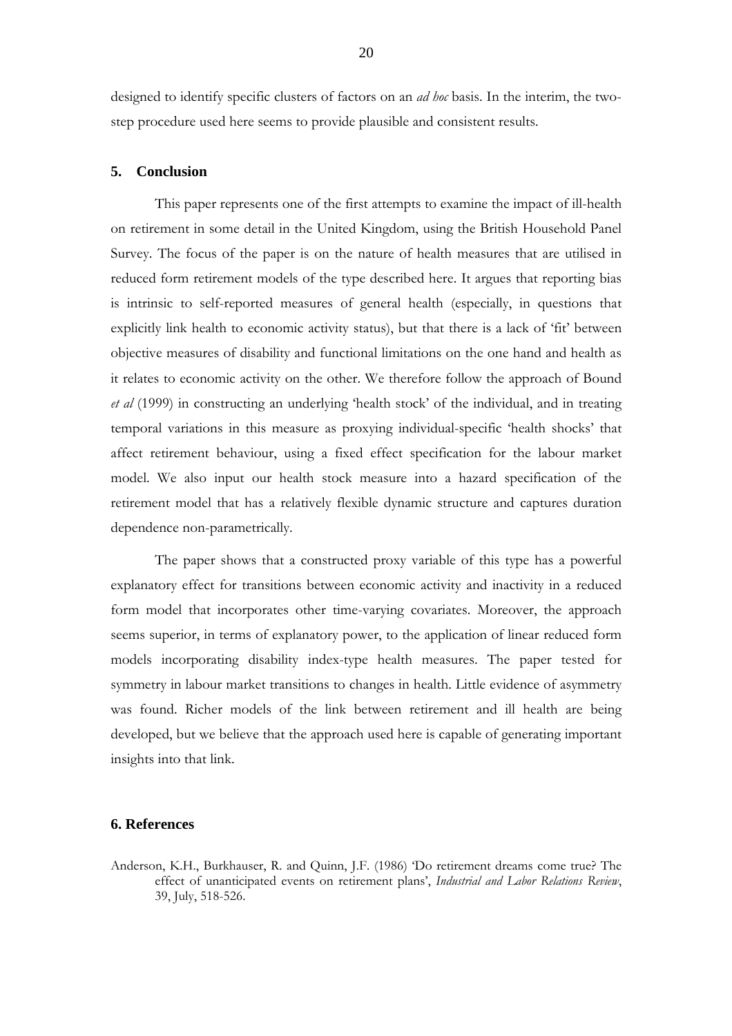designed to identify specific clusters of factors on an *ad hoc* basis. In the interim, the two-step procedure used here seems to provide plausible and consistent results.

## 5. Conclusion

This paper represents one of the first attempts to examine the impact of ill-health on retirement in some detail in the United Kingdom, using the British Household Panel Survey. The focus of the paper is on the nature of health measures that are utilised in reduced form retirement models of the type described here. It argues that reporting bias is intrinsic to self-reported measures of general health (especially, in questions that explicitly link health to economic activity status), but that there is a lack of 'fit' between objective measures of disability and functional limitations on the one hand and health as it relates to economic activity on the other. We therefore follow the approach of Bound *et al* (1999) in constructing an underlying 'health stock' of the individual, and in treating temporal variations in this measure as proxying individual-specific 'health shocks' that affect retirement behaviour, using a fixed effect specification for the labour market model. We also input our health stock measure into a hazard specification of the retirement model that has a relatively flexible dynamic structure and captures duration dependence non-parametrically.

The paper shows that a constructed proxy variable of this type has a powerful explanatory effect for transitions between economic activity and inactivity in a reduced form model that incorporates other time-varying covariates. Moreover, the approach seems superior, in terms of explanatory power, to the application of linear reduced form models incorporating disability index-type health measures. The paper tested for symmetry in labour market transitions to changes in health. Little evidence of asymmetry was found. Richer models of the link between retirement and ill health are being developed, but we believe that the approach used here is capable of generating important insights into that link.

## 6. References

Anderson, K.H., Burkhauser, R. and Quinn, J.F. (1986) 'Do retirement dreams come true? The effect of unanticipated events on retirement plans', *Industrial and Labor Relations Review*, 39, July, 518-526.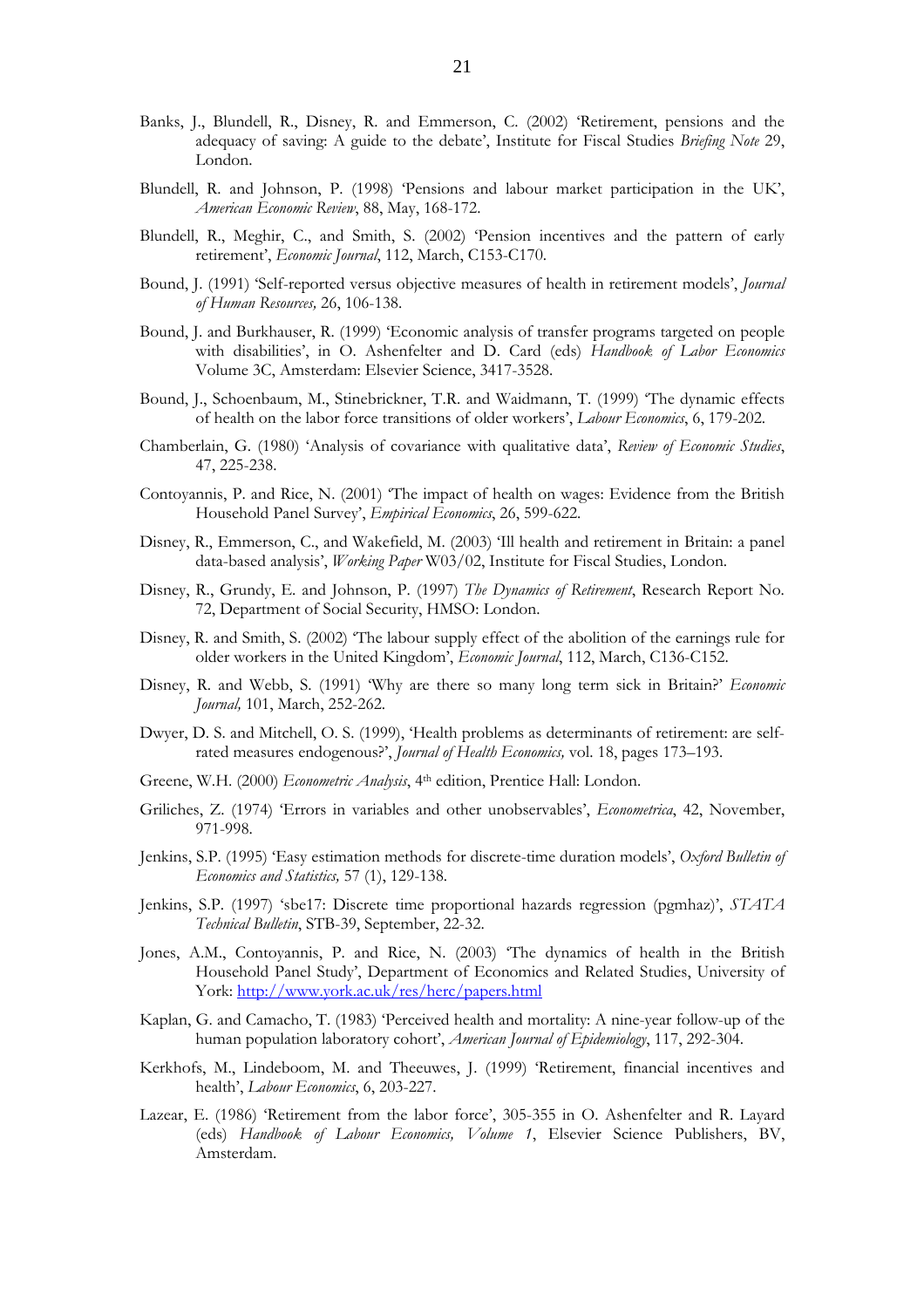Banks, J., Blundell, R., Disney, R. and Emmerson, C. (2002) 'Retirement, pensions and the adequacy of saving: A guide to the debate', Institute for Fiscal Studies *Briefing Note* 29, London.

Blundell, R. and Johnson, P. (1998) 'Pensions and labour market participation in the UK', *American Economic Review*, 88, May, 168-172.

Blundell, R., Meghir, C., and Smith, S. (2002) 'Pension incentives and the pattern of early retirement', *Economic Journal*, 112, March, C153-C170.

Bound, J. (1991) 'Self-reported versus objective measures of health in retirement models', *Journal of Human Resources,* 26, 106-138.

Bound, J. and Burkhauser, R. (1999) 'Economic analysis of transfer programs targeted on people with disabilities', in O. Ashenfelter and D. Card (eds) *Handbook of Labor Economics* Volume 3C, Amsterdam: Elsevier Science, 3417-3528.

Bound, J., Schoenbaum, M., Stinebrickner, T.R. and Waidmann, T. (1999) 'The dynamic effects of health on the labor force transitions of older workers', *Labour Economics*, 6, 179-202.

Chamberlain, G. (1980) 'Analysis of covariance with qualitative data', *Review of Economic Studies*, 47, 225-238.

Contoyannis, P. and Rice, N. (2001) 'The impact of health on wages: Evidence from the British Household Panel Survey', *Empirical Economics*, 26, 599-622.

Disney, R., Emmerson, C., and Wakefield, M. (2003) 'Ill health and retirement in Britain: a panel data-based analysis', *Working Paper* W03/02, Institute for Fiscal Studies, London.

Disney, R., Grundy, E. and Johnson, P. (1997) *The Dynamics of Retirement*, Research Report No. 72, Department of Social Security, HMSO: London.

Disney, R. and Smith, S. (2002) 'The labour supply effect of the abolition of the earnings rule for older workers in the United Kingdom', *Economic Journal*, 112, March, C136-C152.

Disney, R. and Webb, S. (1991) 'Why are there so many long term sick in Britain?' *Economic Journal,* 101, March, 252-262.

Dwyer, D. S. and Mitchell, O. S. (1999), 'Health problems as determinants of retirement: are self-rated measures endogenous?', *Journal of Health Economics,* vol. 18, pages 173–193.

Greene, W.H. (2000) *Econometric Analysis*, 4th edition, Prentice Hall: London.

Griliches, Z. (1974) 'Errors in variables and other unobservables', *Econometrica*, 42, November, 971-998.

Jenkins, S.P. (1995) 'Easy estimation methods for discrete-time duration models', *Oxford Bulletin of Economics and Statistics,* 57 (1), 129-138.

Jenkins, S.P. (1997) 'sbe17: Discrete time proportional hazards regression (pgmhaz)', *STATA Technical Bulletin*, STB-39, September, 22-32.

Jones, A.M., Contoyannis, P. and Rice, N. (2003) 'The dynamics of health in the British Household Panel Study', Department of Economics and Related Studies, University of York: http://www.york.ac.uk/res/herc/papers.html

Kaplan, G. and Camacho, T. (1983) 'Perceived health and mortality: A nine-year follow-up of the human population laboratory cohort', *American Journal of Epidemiology*, 117, 292-304.

Kerkhofs, M., Lindeboom, M. and Theeuwes, J. (1999) 'Retirement, financial incentives and health', *Labour Economics*, 6, 203-227.

Lazear, E. (1986) 'Retirement from the labor force', 305-355 in O. Ashenfelter and R. Layard (eds) *Handbook of Labour Economics, Volume 1*, Elsevier Science Publishers, BV, Amsterdam.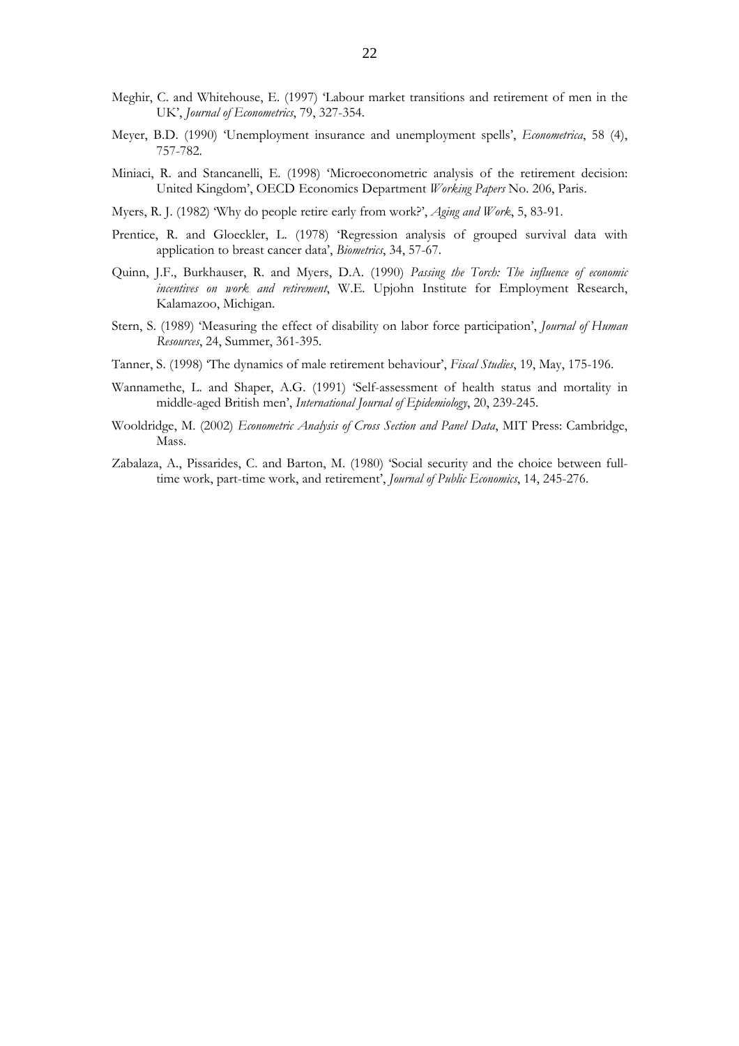Meghir, C. and Whitehouse, E. (1997) 'Labour market transitions and retirement of men in the UK', *Journal of Econometrics*, 79, 327-354.

Meyer, B.D. (1990) 'Unemployment insurance and unemployment spells', *Econometrica*, 58 (4), 757-782.

Miniaci, R. and Stancanelli, E. (1998) 'Microeconometric analysis of the retirement decision: United Kingdom', OECD Economics Department *Working Papers* No. 206, Paris.

Myers, R. J. (1982) 'Why do people retire early from work?', *Aging and Work*, 5, 83-91.

Prentice, R. and Gloeckler, L. (1978) 'Regression analysis of grouped survival data with application to breast cancer data', *Biometrics*, 34, 57-67.

Quinn, J.F., Burkhauser, R. and Myers, D.A. (1990) *Passing the Torch: The influence of economic incentives on work and retirement*, W.E. Upjohn Institute for Employment Research, Kalamazoo, Michigan.

Stern, S. (1989) 'Measuring the effect of disability on labor force participation', *Journal of Human Resources*, 24, Summer, 361-395.

Tanner, S. (1998) 'The dynamics of male retirement behaviour', *Fiscal Studies*, 19, May, 175-196.

Wannamethe, L. and Shaper, A.G. (1991) 'Self-assessment of health status and mortality in middle-aged British men', *International Journal of Epidemiology*, 20, 239-245.

Wooldridge, M. (2002) *Econometric Analysis of Cross Section and Panel Data*, MIT Press: Cambridge, Mass.

Zabalaza, A., Pissarides, C. and Barton, M. (1980) 'Social security and the choice between full-time work, part-time work, and retirement', *Journal of Public Economics*, 14, 245-276.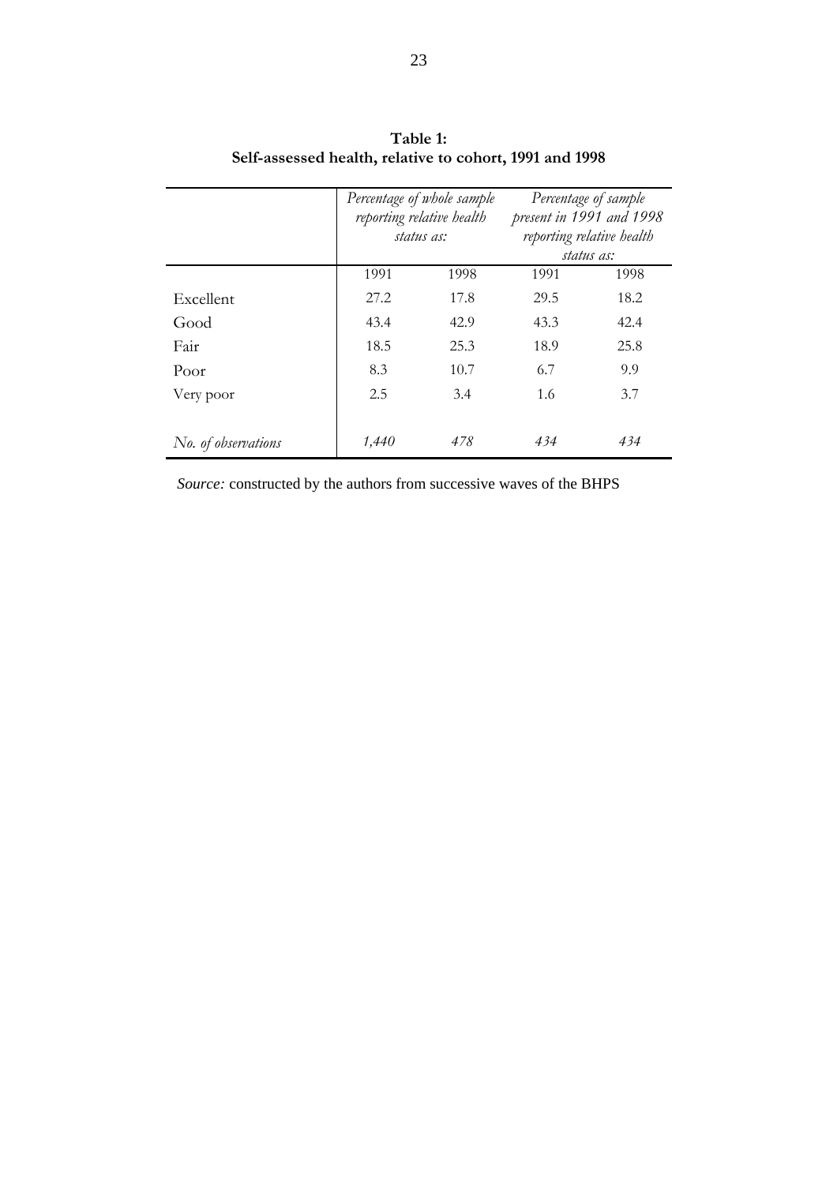**Table 1:**
**Self-assessed health, relative to cohort, 1991 and 1998**

| | *Percentage of whole sample reporting relative health status as:* | | *Percentage of sample present in 1991 and 1998 reporting relative health status as:* | |
|---|---|---|---|---|
| | 1991 | 1998 | 1991 | 1998 |
| Excellent | 27.2 | 17.8 | 29.5 | 18.2 |
| Good | 43.4 | 42.9 | 43.3 | 42.4 |
| Fair | 18.5 | 25.3 | 18.9 | 25.8 |
| Poor | 8.3 | 10.7 | 6.7 | 9.9 |
| Very poor | 2.5 | 3.4 | 1.6 | 3.7 |
| *No. of observations* | *1,440* | *478* | *434* | *434* |

*Source:* constructed by the authors from successive waves of the BHPS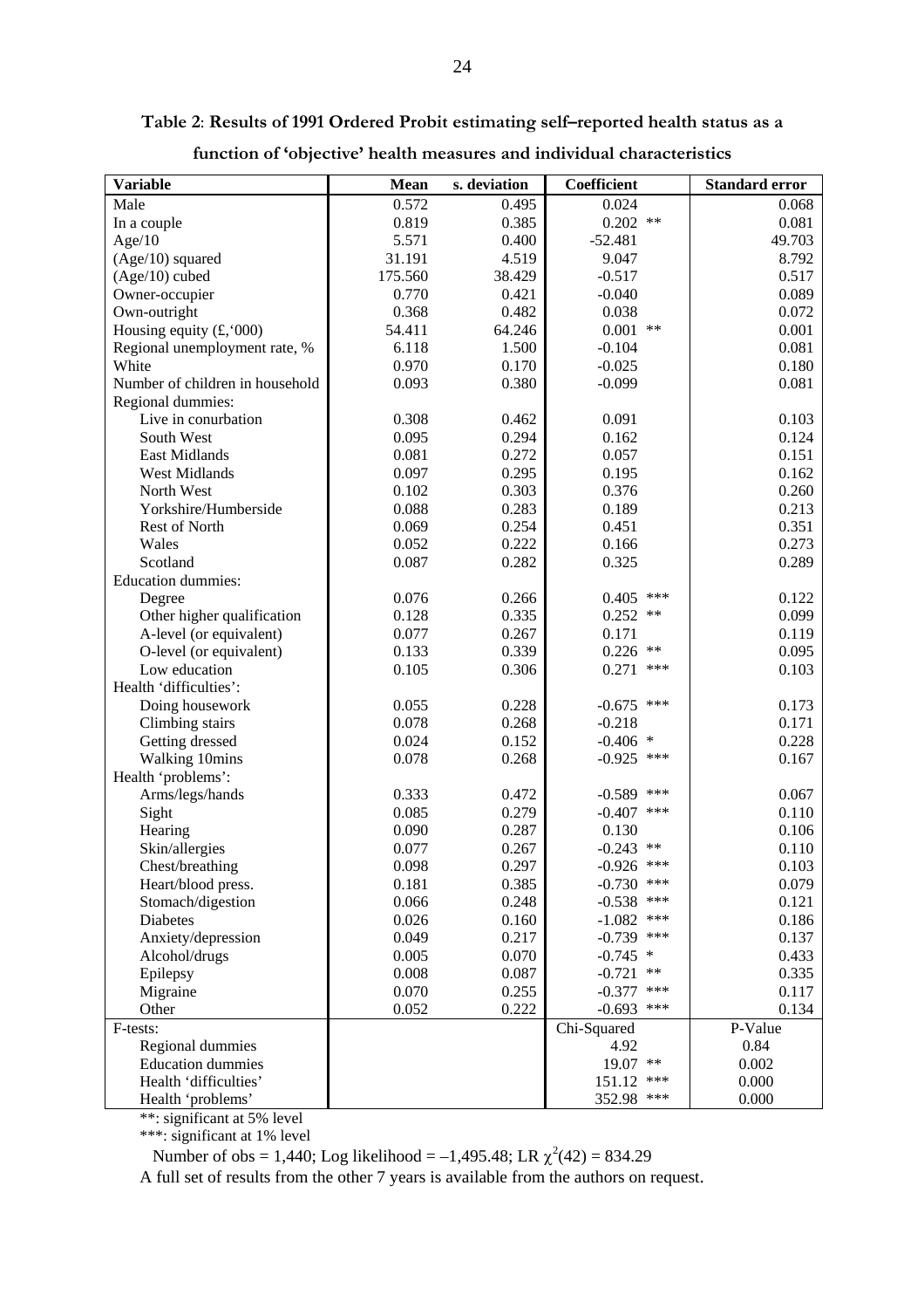**Table 2**: **Results of 1991 Ordered Probit estimating self–reported health status as a function of 'objective' health measures and individual characteristics**

| Variable | Mean | s. deviation | Coefficient | Standard error |
|---|---|---|---|---|
| Male | 0.572 | 0.495 | 0.024 | 0.068 |
| In a couple | 0.819 | 0.385 | 0.202 ** | 0.081 |
| Age/10 | 5.571 | 0.400 | -52.481 | 49.703 |
| (Age/10) squared | 31.191 | 4.519 | 9.047 | 8.792 |
| (Age/10) cubed | 175.560 | 38.429 | -0.517 | 0.517 |
| Owner-occupier | 0.770 | 0.421 | -0.040 | 0.089 |
| Own-outright | 0.368 | 0.482 | 0.038 | 0.072 |
| Housing equity (£,'000) | 54.411 | 64.246 | 0.001 ** | 0.001 |
| Regional unemployment rate, % | 6.118 | 1.500 | -0.104 | 0.081 |
| White | 0.970 | 0.170 | -0.025 | 0.180 |
| Number of children in household | 0.093 | 0.380 | -0.099 | 0.081 |
| Regional dummies: | | | | |
| Live in conurbation | 0.308 | 0.462 | 0.091 | 0.103 |
| South West | 0.095 | 0.294 | 0.162 | 0.124 |
| East Midlands | 0.081 | 0.272 | 0.057 | 0.151 |
| West Midlands | 0.097 | 0.295 | 0.195 | 0.162 |
| North West | 0.102 | 0.303 | 0.376 | 0.260 |
| Yorkshire/Humberside | 0.088 | 0.283 | 0.189 | 0.213 |
| Rest of North | 0.069 | 0.254 | 0.451 | 0.351 |
| Wales | 0.052 | 0.222 | 0.166 | 0.273 |
| Scotland | 0.087 | 0.282 | 0.325 | 0.289 |
| Education dummies: | | | | |
| Degree | 0.076 | 0.266 | 0.405 *** | 0.122 |
| Other higher qualification | 0.128 | 0.335 | 0.252 ** | 0.099 |
| A-level (or equivalent) | 0.077 | 0.267 | 0.171 | 0.119 |
| O-level (or equivalent) | 0.133 | 0.339 | 0.226 ** | 0.095 |
| Low education | 0.105 | 0.306 | 0.271 *** | 0.103 |
| Health 'difficulties': | | | | |
| Doing housework | 0.055 | 0.228 | -0.675 *** | 0.173 |
| Climbing stairs | 0.078 | 0.268 | -0.218 | 0.171 |
| Getting dressed | 0.024 | 0.152 | -0.406 * | 0.228 |
| Walking 10mins | 0.078 | 0.268 | -0.925 *** | 0.167 |
| Health 'problems': | | | | |
| Arms/legs/hands | 0.333 | 0.472 | -0.589 *** | 0.067 |
| Sight | 0.085 | 0.279 | -0.407 *** | 0.110 |
| Hearing | 0.090 | 0.287 | 0.130 | 0.106 |
| Skin/allergies | 0.077 | 0.267 | -0.243 ** | 0.110 |
| Chest/breathing | 0.098 | 0.297 | -0.926 *** | 0.103 |
| Heart/blood press. | 0.181 | 0.385 | -0.730 *** | 0.079 |
| Stomach/digestion | 0.066 | 0.248 | -0.538 *** | 0.121 |
| Diabetes | 0.026 | 0.160 | -1.082 *** | 0.186 |
| Anxiety/depression | 0.049 | 0.217 | -0.739 *** | 0.137 |
| Alcohol/drugs | 0.005 | 0.070 | -0.745 * | 0.433 |
| Epilepsy | 0.008 | 0.087 | -0.721 ** | 0.335 |
| Migraine | 0.070 | 0.255 | -0.377 *** | 0.117 |
| Other | 0.052 | 0.222 | -0.693 *** | 0.134 |
| F-tests: | | | Chi-Squared | P-Value |
| Regional dummies | | | 4.92 | 0.84 |
| Education dummies | | | 19.07 ** | 0.002 |
| Health 'difficulties' | | | 151.12 *** | 0.000 |
| Health 'problems' | | | 352.98 *** | 0.000 |

**: significant at 5% level

***: significant at 1% level

Number of obs = 1,440; Log likelihood = –1,495.48; LR $\chi^2(42)$ = 834.29

A full set of results from the other 7 years is available from the authors on request.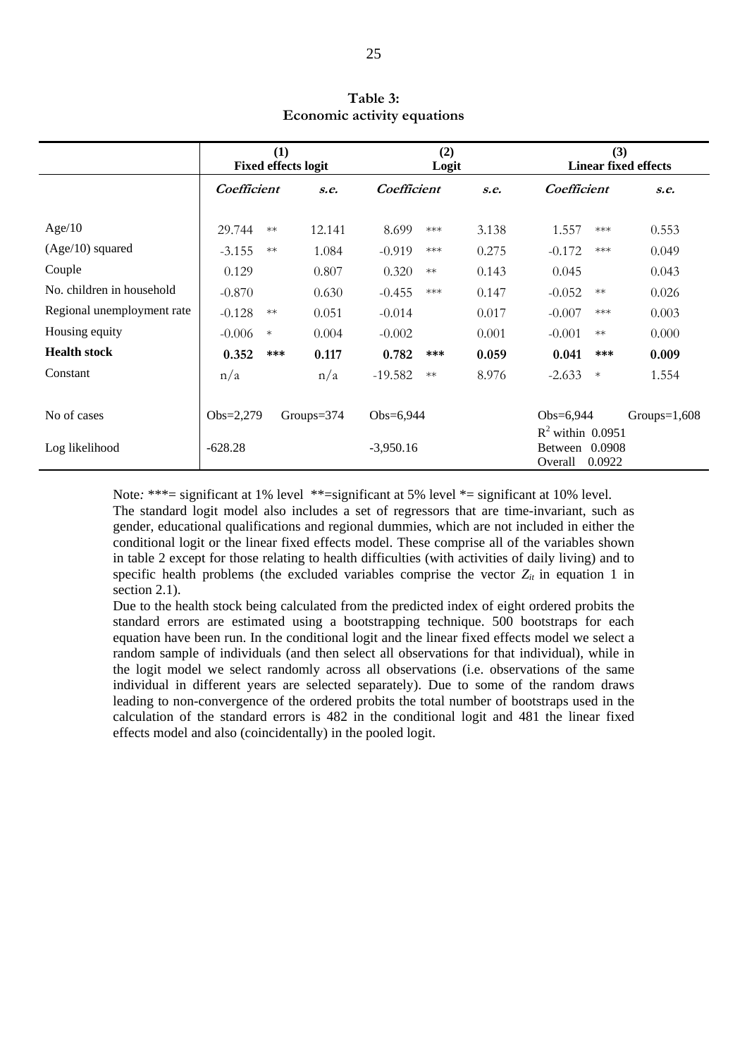**Table 3:**
**Economic activity equations**

| | (1) Fixed effects logit | | | (2) Logit | | | (3) Linear fixed effects | | |
|---|---|---|---|---|---|---|---|---|---|
| | ***Coefficient*** | | ***s.e.*** | ***Coefficient*** | | ***s.e.*** | ***Coefficient*** | | ***s.e.*** |
| Age/10 | 29.744 | ** | 12.141 | 8.699 | *** | 3.138 | 1.557 | *** | 0.553 |
| (Age/10) squared | -3.155 | ** | 1.084 | -0.919 | *** | 0.275 | -0.172 | *** | 0.049 |
| Couple | 0.129 | | 0.807 | 0.320 | ** | 0.143 | 0.045 | | 0.043 |
| No. children in household | -0.870 | | 0.630 | -0.455 | *** | 0.147 | -0.052 | ** | 0.026 |
| Regional unemployment rate | -0.128 | ** | 0.051 | -0.014 | | 0.017 | -0.007 | *** | 0.003 |
| Housing equity | -0.006 | * | 0.004 | -0.002 | | 0.001 | -0.001 | ** | 0.000 |
| **Health stock** | **0.352** | **\*\*\*** | **0.117** | **0.782** | **\*\*\*** | **0.059** | **0.041** | **\*\*\*** | **0.009** |
| Constant | n/a | | n/a | -19.582 | ** | 8.976 | -2.633 | * | 1.554 |
| No of cases | Obs=2,279 | | Groups=374 | Obs=6,944 | | | Obs=6,944 | | Groups=1,608 |
| Log likelihood | -628.28 | | | -3,950.16 | | | $R^2$ within 0.0951; Between 0.0908; Overall 0.0922 | | |

Note: ***= significant at 1% level **=significant at 5% level *= significant at 10% level.

The standard logit model also includes a set of regressors that are time-invariant, such as gender, educational qualifications and regional dummies, which are not included in either the conditional logit or the linear fixed effects model. These comprise all of the variables shown in table 2 except for those relating to health difficulties (with activities of daily living) and to specific health problems (the excluded variables comprise the vector $Z_{it}$ in equation 1 in section 2.1).

Due to the health stock being calculated from the predicted index of eight ordered probits the standard errors are estimated using a bootstrapping technique. 500 bootstraps for each equation have been run. In the conditional logit and the linear fixed effects model we select a random sample of individuals (and then select all observations for that individual), while in the logit model we select randomly across all observations (i.e. observations of the same individual in different years are selected separately). Due to some of the random draws leading to non-convergence of the ordered probits the total number of bootstraps used in the calculation of the standard errors is 482 in the conditional logit and 481 the linear fixed effects model and also (coincidentally) in the pooled logit.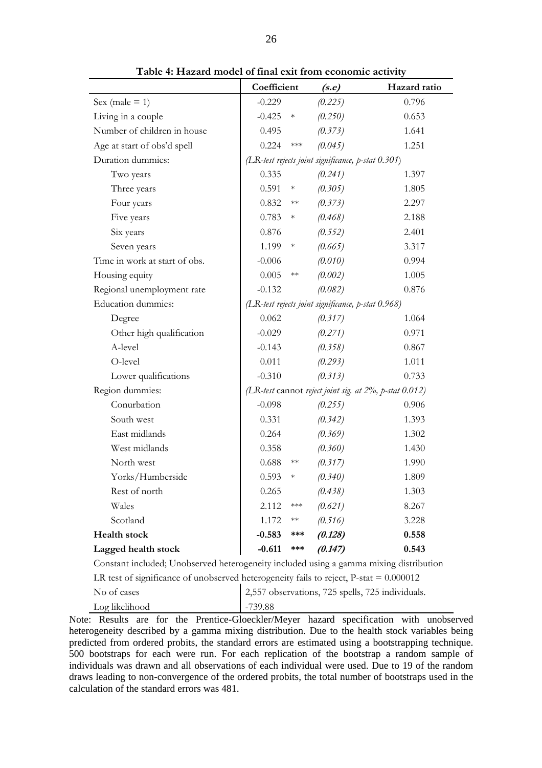**Table 4: Hazard model of final exit from economic activity**

| | Coefficient | | *(s.e)* | Hazard ratio |
|---|---|---|---|---|
| Sex (male = 1) | -0.229 | | *(0.225)* | 0.796 |
| Living in a couple | -0.425 | * | *(0.250)* | 0.653 |
| Number of children in house | 0.495 | | *(0.373)* | 1.641 |
| Age at start of obs'd spell | 0.224 | *** | *(0.045)* | 1.251 |
| Duration dummies: | *(LR-test rejects joint significance, p-stat 0.301)* | | | |
| Two years | 0.335 | | *(0.241)* | 1.397 |
| Three years | 0.591 | * | *(0.305)* | 1.805 |
| Four years | 0.832 | ** | *(0.373)* | 2.297 |
| Five years | 0.783 | * | *(0.468)* | 2.188 |
| Six years | 0.876 | | *(0.552)* | 2.401 |
| Seven years | 1.199 | * | *(0.665)* | 3.317 |
| Time in work at start of obs. | -0.006 | | *(0.010)* | 0.994 |
| Housing equity | 0.005 | ** | *(0.002)* | 1.005 |
| Regional unemployment rate | -0.132 | | *(0.082)* | 0.876 |
| Education dummies: | *(LR-test rejects joint significance, p-stat 0.968)* | | | |
| Degree | 0.062 | | *(0.317)* | 1.064 |
| Other high qualification | -0.029 | | *(0.271)* | 0.971 |
| A-level | -0.143 | | *(0.358)* | 0.867 |
| O-level | 0.011 | | *(0.293)* | 1.011 |
| Lower qualifications | -0.310 | | *(0.313)* | 0.733 |
| Region dummies: | *(LR-test* cannot *reject joint sig. at 2%, p-stat 0.012)* | | | |
| Conurbation | -0.098 | | *(0.255)* | 0.906 |
| South west | 0.331 | | *(0.342)* | 1.393 |
| East midlands | 0.264 | | *(0.369)* | 1.302 |
| West midlands | 0.358 | | *(0.360)* | 1.430 |
| North west | 0.688 | ** | *(0.317)* | 1.990 |
| Yorks/Humberside | 0.593 | * | *(0.340)* | 1.809 |
| Rest of north | 0.265 | | *(0.438)* | 1.303 |
| Wales | 2.112 | *** | *(0.621)* | 8.267 |
| Scotland | 1.172 | ** | *(0.516)* | 3.228 |
| **Health stock** | **-0.583** | **\*\*\*** | ***(0.128)*** | **0.558** |
| **Lagged health stock** | **-0.611** | **\*\*\*** | ***(0.147)*** | **0.543** |
| Constant included; Unobserved heterogeneity included using a gamma mixing distribution | | | | |
| LR test of significance of unobserved heterogeneity fails to reject, P-stat = 0.000012 | | | | |
| No of cases | 2,557 observations, 725 spells, 725 individuals. | | | |
| Log likelihood | -739.88 | | | |

Note: Results are for the Prentice-Gloeckler/Meyer hazard specification with unobserved heterogeneity described by a gamma mixing distribution. Due to the health stock variables being predicted from ordered probits, the standard errors are estimated using a bootstrapping technique. 500 bootstraps for each were run. For each replication of the bootstrap a random sample of individuals was drawn and all observations of each individual were used. Due to 19 of the random draws leading to non-convergence of the ordered probits, the total number of bootstraps used in the calculation of the standard errors was 481.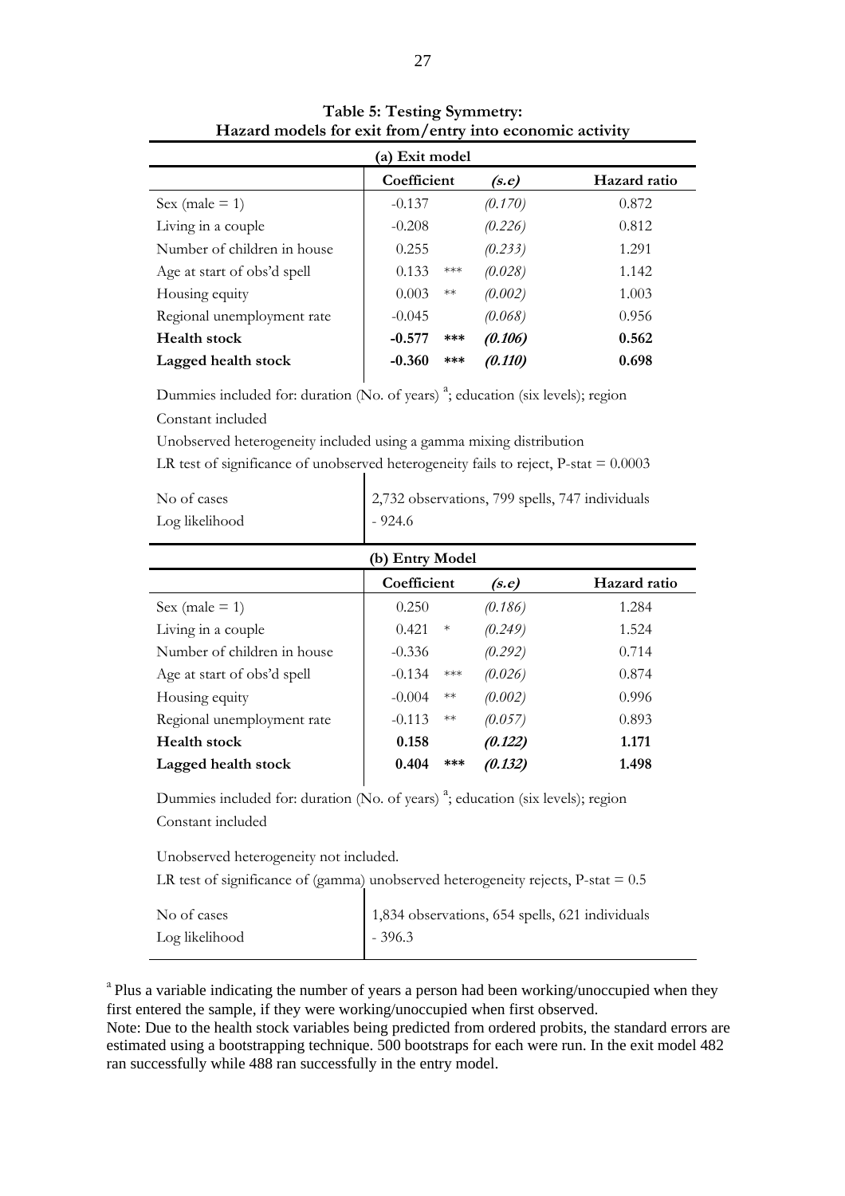**Table 5: Testing Symmetry:**
**Hazard models for exit from/entry into economic activity**

**(a) Exit model**

| | Coefficient | | *(s.e)* | Hazard ratio |
|---|---|---|---|---|
| Sex (male = 1) | -0.137 | | *(0.170)* | 0.872 |
| Living in a couple | -0.208 | | *(0.226)* | 0.812 |
| Number of children in house | 0.255 | | *(0.233)* | 1.291 |
| Age at start of obs'd spell | 0.133 | *** | *(0.028)* | 1.142 |
| Housing equity | 0.003 | ** | *(0.002)* | 1.003 |
| Regional unemployment rate | -0.045 | | *(0.068)* | 0.956 |
| **Health stock** | **-0.577** | ***** | ***(0.106)*** | **0.562** |
| **Lagged health stock** | **-0.360** | ***** | ***(0.110)*** | **0.698** |

Dummies included for: duration (No. of years) [a]; education (six levels); region

Constant included

Unobserved heterogeneity included using a gamma mixing distribution

LR test of significance of unobserved heterogeneity fails to reject, P-stat = 0.0003

| | |
|---|---|
| No of cases | 2,732 observations, 799 spells, 747 individuals |
| Log likelihood | - 924.6 |

**(b) Entry Model**

| | Coefficient | | *(s.e)* | Hazard ratio |
|---|---|---|---|---|
| Sex (male = 1) | 0.250 | | *(0.186)* | 1.284 |
| Living in a couple | 0.421 | * | *(0.249)* | 1.524 |
| Number of children in house | -0.336 | | *(0.292)* | 0.714 |
| Age at start of obs'd spell | -0.134 | *** | *(0.026)* | 0.874 |
| Housing equity | -0.004 | ** | *(0.002)* | 0.996 |
| Regional unemployment rate | -0.113 | ** | *(0.057)* | 0.893 |
| **Health stock** | **0.158** | | ***(0.122)*** | **1.171** |
| **Lagged health stock** | **0.404** | ***** | ***(0.132)*** | **1.498** |

Dummies included for: duration (No. of years) [a]; education (six levels); region

Constant included

Unobserved heterogeneity not included.

LR test of significance of (gamma) unobserved heterogeneity rejects, P-stat = 0.5

| | |
|---|---|
| No of cases | 1,834 observations, 654 spells, 621 individuals |
| Log likelihood | - 396.3 |

[a] Plus a variable indicating the number of years a person had been working/unoccupied when they first entered the sample, if they were working/unoccupied when first observed.

Note: Due to the health stock variables being predicted from ordered probits, the standard errors are estimated using a bootstrapping technique. 500 bootstraps for each were run. In the exit model 482 ran successfully while 488 ran successfully in the entry model.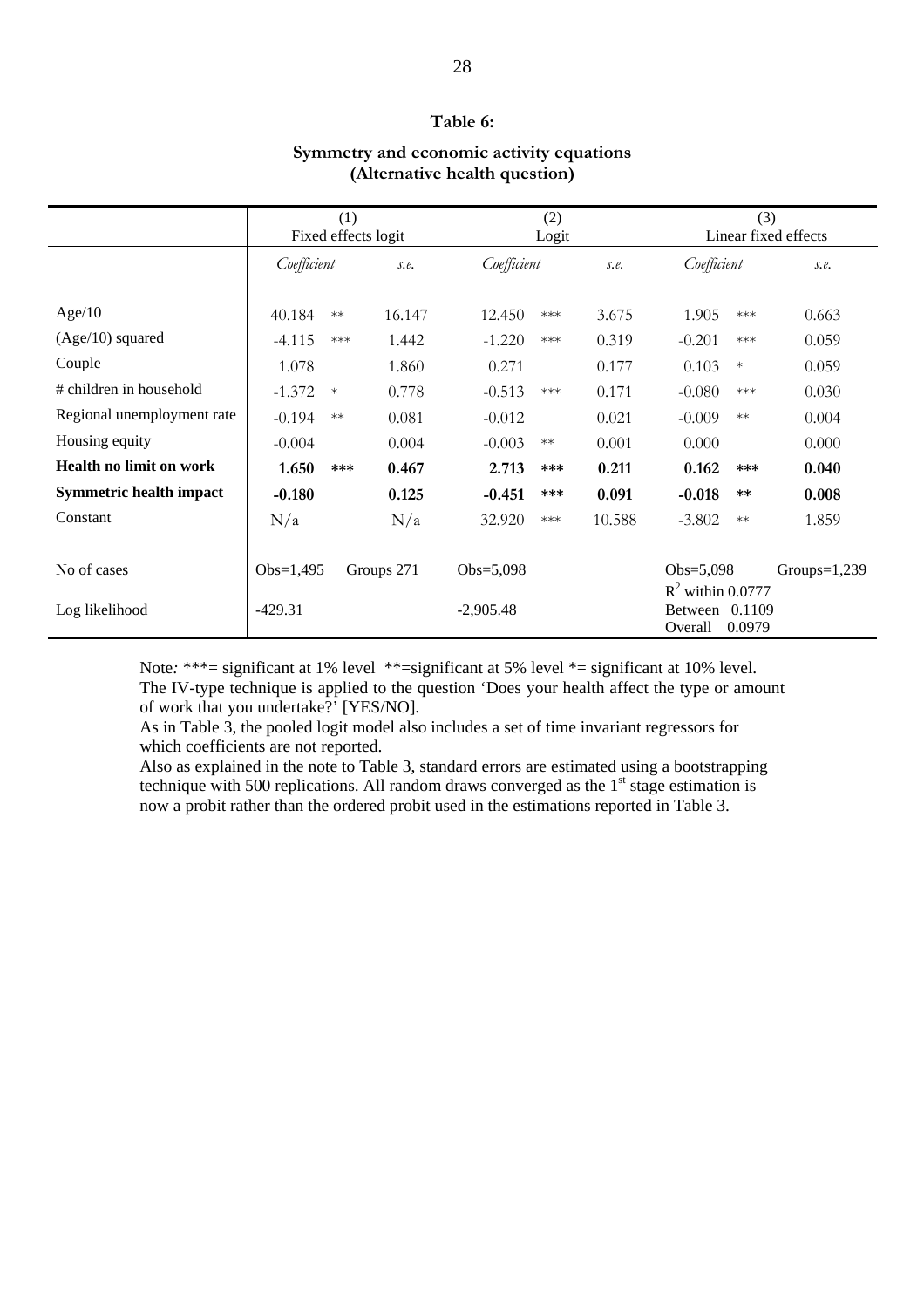**Table 6:**

**Symmetry and economic activity equations (Alternative health question)**

| | (1) Fixed effects logit | | | (2) Logit | | | (3) Linear fixed effects | | |
|---|---|---|---|---|---|---|---|---|---|
| | *Coefficient* | | *s.e.* | *Coefficient* | | *s.e.* | *Coefficient* | | *s.e.* |
| Age/10 | 40.184 | ** | 16.147 | 12.450 | *** | 3.675 | 1.905 | *** | 0.663 |
| (Age/10) squared | -4.115 | *** | 1.442 | -1.220 | *** | 0.319 | -0.201 | *** | 0.059 |
| Couple | 1.078 | | 1.860 | 0.271 | | 0.177 | 0.103 | * | 0.059 |
| # children in household | -1.372 | * | 0.778 | -0.513 | *** | 0.171 | -0.080 | *** | 0.030 |
| Regional unemployment rate | -0.194 | ** | 0.081 | -0.012 | | 0.021 | -0.009 | ** | 0.004 |
| Housing equity | -0.004 | | 0.004 | -0.003 | ** | 0.001 | 0.000 | | 0.000 |
| **Health no limit on work** | **1.650** | **\*\*\*** | **0.467** | **2.713** | **\*\*\*** | **0.211** | **0.162** | **\*\*\*** | **0.040** |
| **Symmetric health impact** | **-0.180** | | **0.125** | **-0.451** | **\*\*\*** | **0.091** | **-0.018** | **\*\*** | **0.008** |
| Constant | N/a | | N/a | 32.920 | *** | 10.588 | -3.802 | ** | 1.859 |
| No of cases | Obs=1,495 | | Groups 271 | Obs=5,098 | | | Obs=5,098 | | Groups=1,239 |
| Log likelihood | -429.31 | | | -2,905.48 | | | $R^2$ within 0.0777 Between 0.1109 Overall 0.0979 | | |

Note: ***= significant at 1% level **=significant at 5% level *= significant at 10% level.
The IV-type technique is applied to the question 'Does your health affect the type or amount of work that you undertake?' [YES/NO].
As in Table 3, the pooled logit model also includes a set of time invariant regressors for which coefficients are not reported.
Also as explained in the note to Table 3, standard errors are estimated using a bootstrapping technique with 500 replications. All random draws converged as the 1st stage estimation is now a probit rather than the ordered probit used in the estimations reported in Table 3.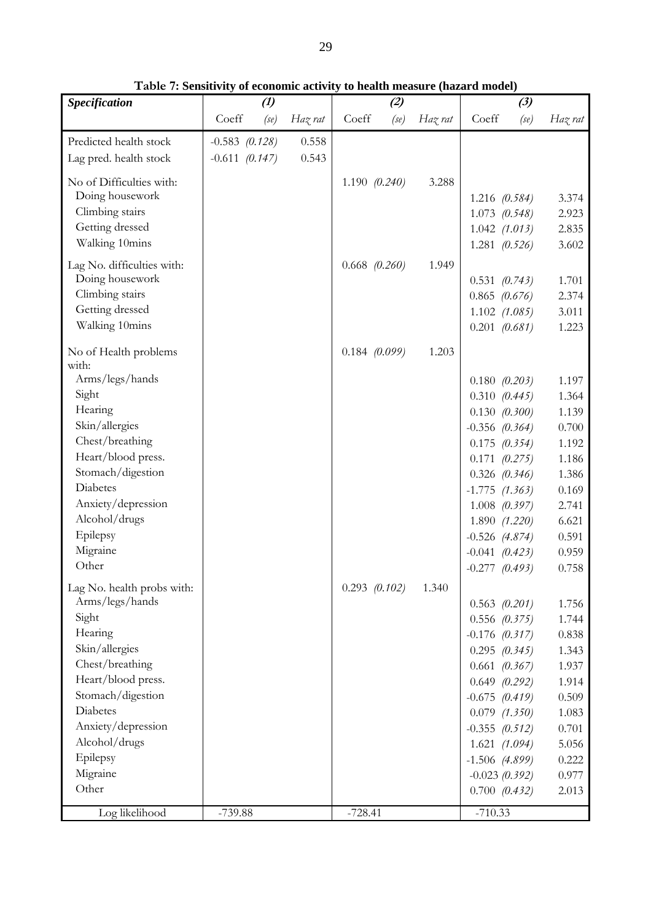**Table 7: Sensitivity of economic activity to health measure (hazard model)**

| *Specification* | *(1)* | | | *(2)* | | | *(3)* | | |
|---|---|---|---|---|---|---|---|---|---|
| | Coeff | *(se)* | *Haz rat* | Coeff | *(se)* | *Haz rat* | Coeff | *(se)* | *Haz rat* |
| Predicted health stock | -0.583 | *(0.128)* | 0.558 | | | | | | |
| Lag pred. health stock | -0.611 | *(0.147)* | 0.543 | | | | | | |
| No of Difficulties with: | | | | 1.190 | *(0.240)* | 3.288 | | | |
| Doing housework | | | | | | | 1.216 | *(0.584)* | 3.374 |
| Climbing stairs | | | | | | | 1.073 | *(0.548)* | 2.923 |
| Getting dressed | | | | | | | 1.042 | *(1.013)* | 2.835 |
| Walking 10mins | | | | | | | 1.281 | *(0.526)* | 3.602 |
| Lag No. difficulties with: | | | | 0.668 | *(0.260)* | 1.949 | | | |
| Doing housework | | | | | | | 0.531 | *(0.743)* | 1.701 |
| Climbing stairs | | | | | | | 0.865 | *(0.676)* | 2.374 |
| Getting dressed | | | | | | | 1.102 | *(1.085)* | 3.011 |
| Walking 10mins | | | | | | | 0.201 | *(0.681)* | 1.223 |
| No of Health problems with: | | | | 0.184 | *(0.099)* | 1.203 | | | |
| Arms/legs/hands | | | | | | | 0.180 | *(0.203)* | 1.197 |
| Sight | | | | | | | 0.310 | *(0.445)* | 1.364 |
| Hearing | | | | | | | 0.130 | *(0.300)* | 1.139 |
| Skin/allergies | | | | | | | -0.356 | *(0.364)* | 0.700 |
| Chest/breathing | | | | | | | 0.175 | *(0.354)* | 1.192 |
| Heart/blood press. | | | | | | | 0.171 | *(0.275)* | 1.186 |
| Stomach/digestion | | | | | | | 0.326 | *(0.346)* | 1.386 |
| Diabetes | | | | | | | -1.775 | *(1.363)* | 0.169 |
| Anxiety/depression | | | | | | | 1.008 | *(0.397)* | 2.741 |
| Alcohol/drugs | | | | | | | 1.890 | *(1.220)* | 6.621 |
| Epilepsy | | | | | | | -0.526 | *(4.874)* | 0.591 |
| Migraine | | | | | | | -0.041 | *(0.423)* | 0.959 |
| Other | | | | | | | -0.277 | *(0.493)* | 0.758 |
| Lag No. health probs with: | | | | 0.293 | *(0.102)* | 1.340 | | | |
| Arms/legs/hands | | | | | | | 0.563 | *(0.201)* | 1.756 |
| Sight | | | | | | | 0.556 | *(0.375)* | 1.744 |
| Hearing | | | | | | | -0.176 | *(0.317)* | 0.838 |
| Skin/allergies | | | | | | | 0.295 | *(0.345)* | 1.343 |
| Chest/breathing | | | | | | | 0.661 | *(0.367)* | 1.937 |
| Heart/blood press. | | | | | | | 0.649 | *(0.292)* | 1.914 |
| Stomach/digestion | | | | | | | -0.675 | *(0.419)* | 0.509 |
| Diabetes | | | | | | | 0.079 | *(1.350)* | 1.083 |
| Anxiety/depression | | | | | | | -0.355 | *(0.512)* | 0.701 |
| Alcohol/drugs | | | | | | | 1.621 | *(1.094)* | 5.056 |
| Epilepsy | | | | | | | -1.506 | *(4.899)* | 0.222 |
| Migraine | | | | | | | -0.023 | *(0.392)* | 0.977 |
| Other | | | | | | | 0.700 | *(0.432)* | 2.013 |
| Log likelihood | -739.88 | | | -728.41 | | | -710.33 | | |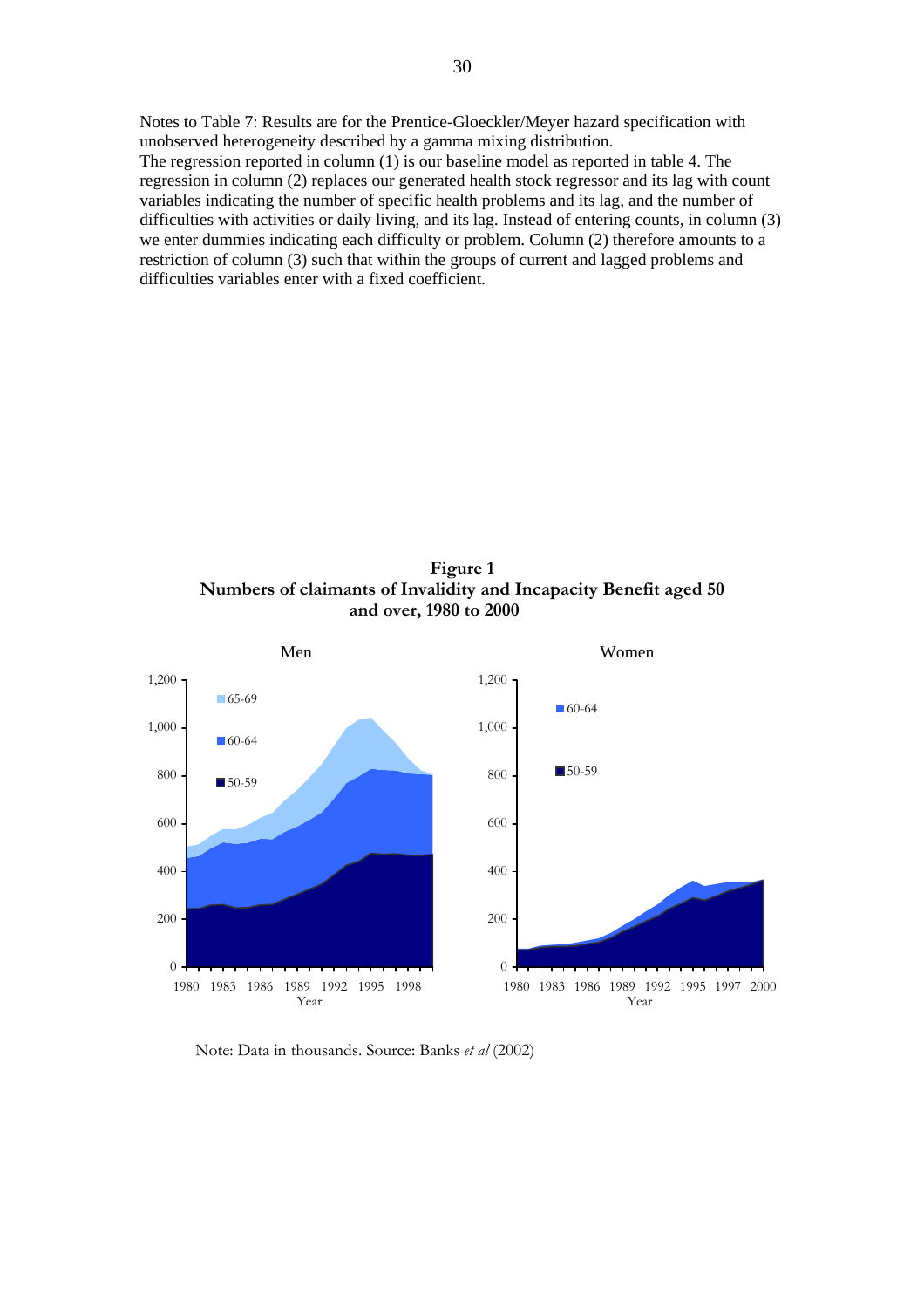Notes to Table 7: Results are for the Prentice-Gloeckler/Meyer hazard specification with unobserved heterogeneity described by a gamma mixing distribution.
The regression reported in column (1) is our baseline model as reported in table 4. The regression in column (2) replaces our generated health stock regressor and its lag with count variables indicating the number of specific health problems and its lag, and the number of difficulties with activities or daily living, and its lag. Instead of entering counts, in column (3) we enter dummies indicating each difficulty or problem. Column (2) therefore amounts to a restriction of column (3) such that within the groups of current and lagged problems and difficulties variables enter with a fixed coefficient.

**Figure 1**
**Numbers of claimants of Invalidity and Incapacity Benefit aged 50 and over, 1980 to 2000**

Note: Data in thousands. Source: Banks *et al* (2002)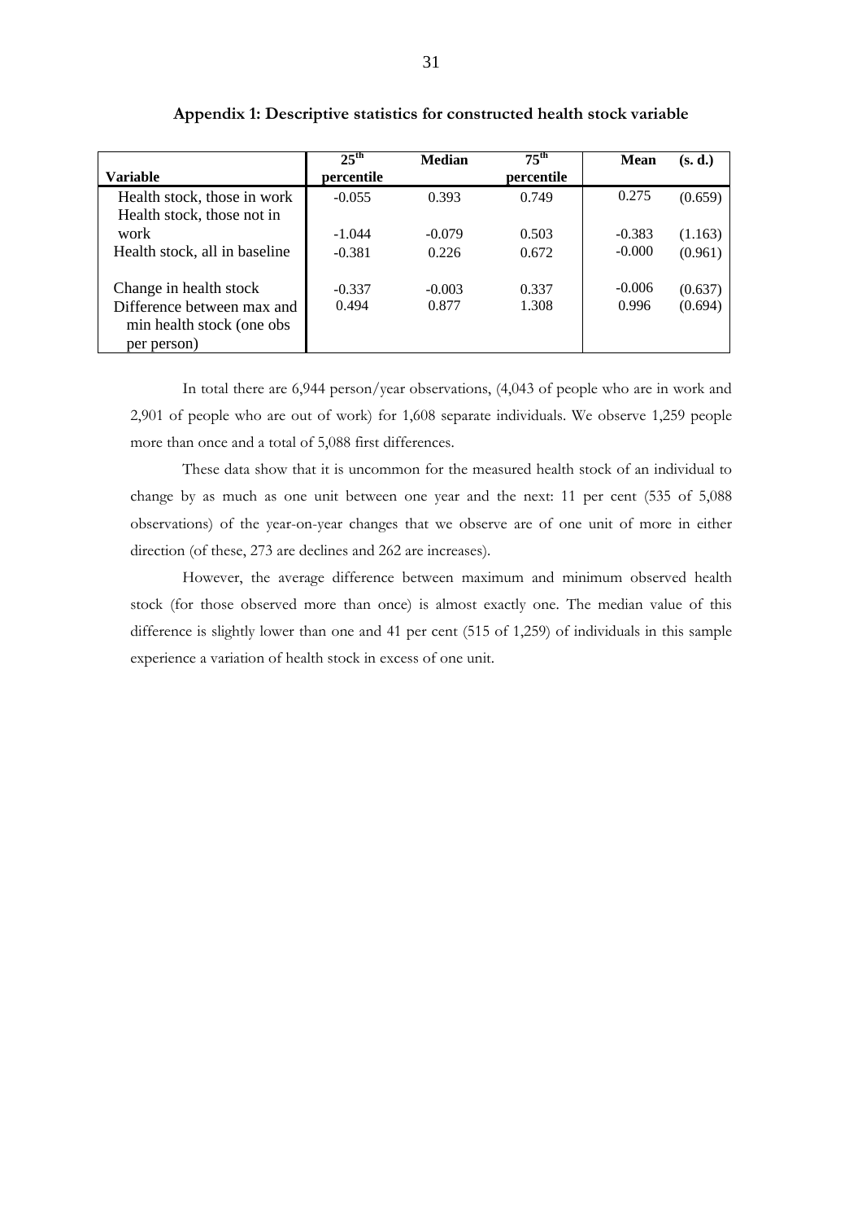**Appendix 1: Descriptive statistics for constructed health stock variable**

| Variable | 25th percentile | Median | 75th percentile | Mean | (s. d.) |
|---|---|---|---|---|---|
| Health stock, those in work | -0.055 | 0.393 | 0.749 | 0.275 | (0.659) |
| Health stock, those not in work | -1.044 | -0.079 | 0.503 | -0.383 | (1.163) |
| Health stock, all in baseline | -0.381 | 0.226 | 0.672 | -0.000 | (0.961) |
| Change in health stock | -0.337 | -0.003 | 0.337 | -0.006 | (0.637) |
| Difference between max and min health stock (one obs per person) | 0.494 | 0.877 | 1.308 | 0.996 | (0.694) |

In total there are 6,944 person/year observations, (4,043 of people who are in work and 2,901 of people who are out of work) for 1,608 separate individuals. We observe 1,259 people more than once and a total of 5,088 first differences.

These data show that it is uncommon for the measured health stock of an individual to change by as much as one unit between one year and the next: 11 per cent (535 of 5,088 observations) of the year-on-year changes that we observe are of one unit of more in either direction (of these, 273 are declines and 262 are increases).

However, the average difference between maximum and minimum observed health stock (for those observed more than once) is almost exactly one. The median value of this difference is slightly lower than one and 41 per cent (515 of 1,259) of individuals in this sample experience a variation of health stock in excess of one unit.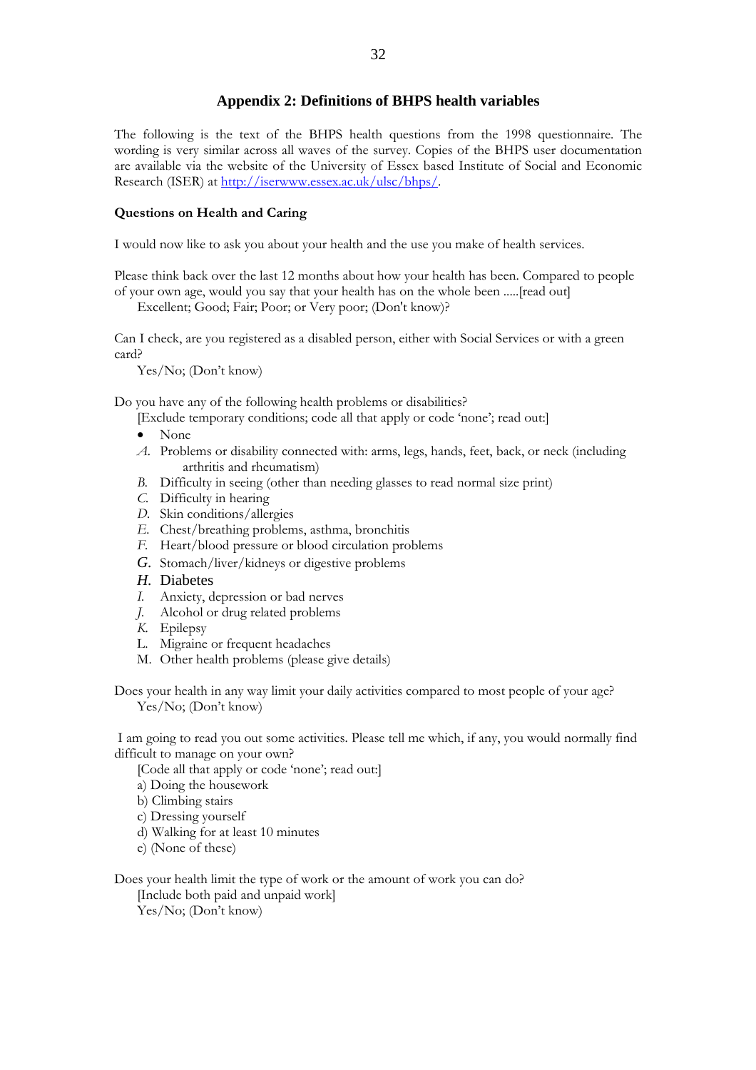## Appendix 2: Definitions of BHPS health variables

The following is the text of the BHPS health questions from the 1998 questionnaire. The wording is very similar across all waves of the survey. Copies of the BHPS user documentation are available via the website of the University of Essex based Institute of Social and Economic Research (ISER) at http://iserwww.essex.ac.uk/ulsc/bhps/.

**Questions on Health and Caring**

I would now like to ask you about your health and the use you make of health services.

Please think back over the last 12 months about how your health has been. Compared to people of your own age, would you say that your health has on the whole been .....[read out]

Excellent; Good; Fair; Poor; or Very poor; (Don't know)?

Can I check, are you registered as a disabled person, either with Social Services or with a green card?

Yes/No; (Don't know)

Do you have any of the following health problems or disabilities?

[Exclude temporary conditions; code all that apply or code 'none'; read out:]

- None

*A.* Problems or disability connected with: arms, legs, hands, feet, back, or neck (including arthritis and rheumatism)
*B.* Difficulty in seeing (other than needing glasses to read normal size print)
*C.* Difficulty in hearing
*D.* Skin conditions/allergies
*E.* Chest/breathing problems, asthma, bronchitis
*F.* Heart/blood pressure or blood circulation problems
*G.* Stomach/liver/kidneys or digestive problems
*H.* Diabetes
*I.* Anxiety, depression or bad nerves
*J.* Alcohol or drug related problems
*K.* Epilepsy
L. Migraine or frequent headaches
M. Other health problems (please give details)

Does your health in any way limit your daily activities compared to most people of your age?

Yes/No; (Don't know)

I am going to read you out some activities. Please tell me which, if any, you would normally find difficult to manage on your own?

[Code all that apply or code 'none'; read out:]

a) Doing the housework
b) Climbing stairs
c) Dressing yourself
d) Walking for at least 10 minutes
e) (None of these)

Does your health limit the type of work or the amount of work you can do?

[Include both paid and unpaid work]

Yes/No; (Don't know)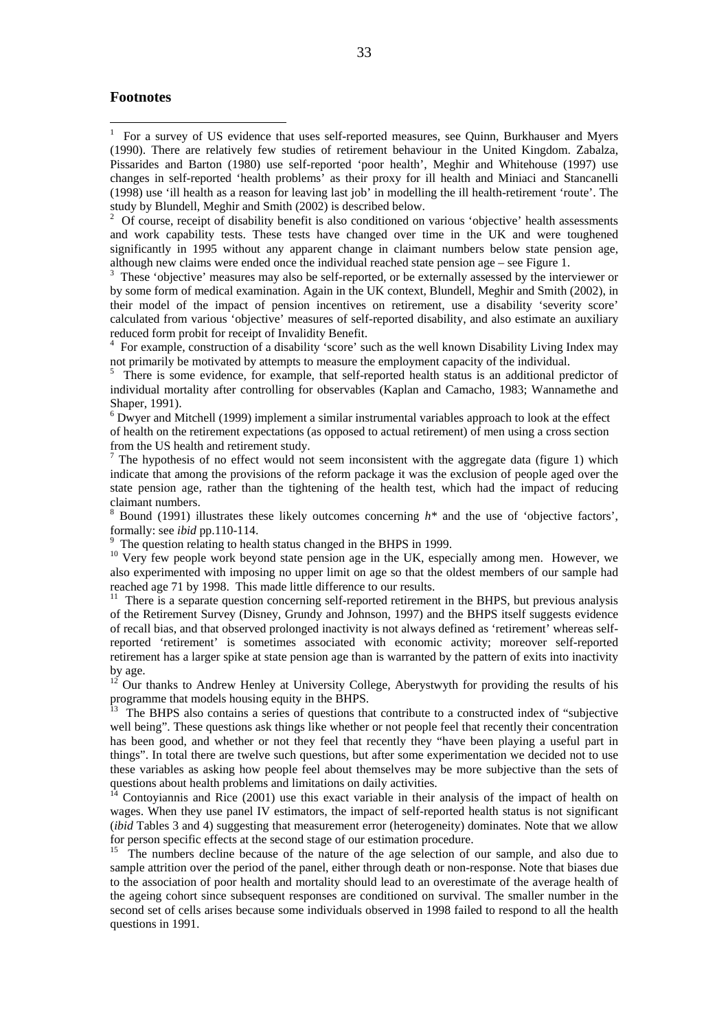## Footnotes

[1] For a survey of US evidence that uses self-reported measures, see Quinn, Burkhauser and Myers (1990). There are relatively few studies of retirement behaviour in the United Kingdom. Zabalza, Pissarides and Barton (1980) use self-reported 'poor health', Meghir and Whitehouse (1997) use changes in self-reported 'health problems' as their proxy for ill health and Miniaci and Stancanelli (1998) use 'ill health as a reason for leaving last job' in modelling the ill health-retirement 'route'. The study by Blundell, Meghir and Smith (2002) is described below.

[2] Of course, receipt of disability benefit is also conditioned on various 'objective' health assessments and work capability tests. These tests have changed over time in the UK and were toughened significantly in 1995 without any apparent change in claimant numbers below state pension age, although new claims were ended once the individual reached state pension age – see Figure 1.

[3] These 'objective' measures may also be self-reported, or be externally assessed by the interviewer or by some form of medical examination. Again in the UK context, Blundell, Meghir and Smith (2002), in their model of the impact of pension incentives on retirement, use a disability 'severity score' calculated from various 'objective' measures of self-reported disability, and also estimate an auxiliary reduced form probit for receipt of Invalidity Benefit.

[4] For example, construction of a disability 'score' such as the well known Disability Living Index may not primarily be motivated by attempts to measure the employment capacity of the individual.

[5] There is some evidence, for example, that self-reported health status is an additional predictor of individual mortality after controlling for observables (Kaplan and Camacho, 1983; Wannamethe and Shaper, 1991).

[6] Dwyer and Mitchell (1999) implement a similar instrumental variables approach to look at the effect of health on the retirement expectations (as opposed to actual retirement) of men using a cross section from the US health and retirement study.

[7] The hypothesis of no effect would not seem inconsistent with the aggregate data (figure 1) which indicate that among the provisions of the reform package it was the exclusion of people aged over the state pension age, rather than the tightening of the health test, which had the impact of reducing claimant numbers.

[8] Bound (1991) illustrates these likely outcomes concerning $h^*$ and the use of 'objective factors', formally: see *ibid* pp.110-114.

[9] The question relating to health status changed in the BHPS in 1999.

[10] Very few people work beyond state pension age in the UK, especially among men. However, we also experimented with imposing no upper limit on age so that the oldest members of our sample had reached age 71 by 1998. This made little difference to our results.

[11] There is a separate question concerning self-reported retirement in the BHPS, but previous analysis of the Retirement Survey (Disney, Grundy and Johnson, 1997) and the BHPS itself suggests evidence of recall bias, and that observed prolonged inactivity is not always defined as 'retirement' whereas self-reported 'retirement' is sometimes associated with economic activity; moreover self-reported retirement has a larger spike at state pension age than is warranted by the pattern of exits into inactivity by age.

[12] Our thanks to Andrew Henley at University College, Aberystwyth for providing the results of his programme that models housing equity in the BHPS.

[13] The BHPS also contains a series of questions that contribute to a constructed index of "subjective well being". These questions ask things like whether or not people feel that recently their concentration has been good, and whether or not they feel that recently they "have been playing a useful part in things". In total there are twelve such questions, but after some experimentation we decided not to use these variables as asking how people feel about themselves may be more subjective than the sets of questions about health problems and limitations on daily activities.

[14] Contoyiannis and Rice (2001) use this exact variable in their analysis of the impact of health on wages. When they use panel IV estimators, the impact of self-reported health status is not significant (*ibid* Tables 3 and 4) suggesting that measurement error (heterogeneity) dominates. Note that we allow for person specific effects at the second stage of our estimation procedure.

[15] The numbers decline because of the nature of the age selection of our sample, and also due to sample attrition over the period of the panel, either through death or non-response. Note that biases due to the association of poor health and mortality should lead to an overestimate of the average health of the ageing cohort since subsequent responses are conditioned on survival. The smaller number in the second set of cells arises because some individuals observed in 1998 failed to respond to all the health questions in 1991.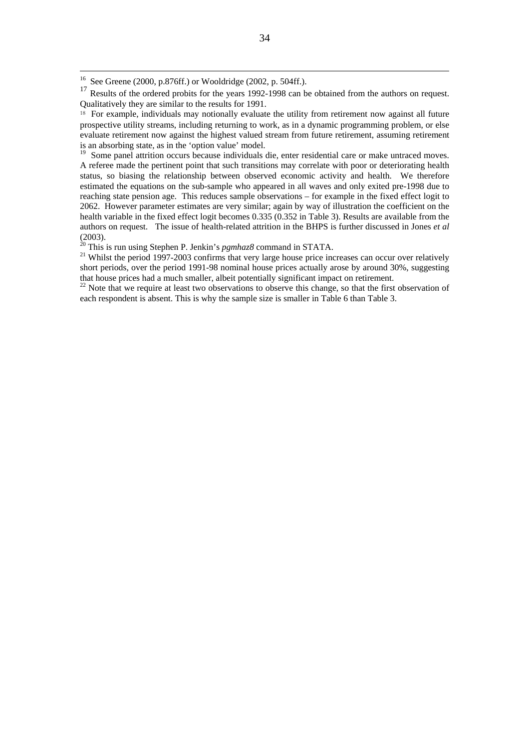[16] See Greene (2000, p.876ff.) or Wooldridge (2002, p. 504ff.).

[17] Results of the ordered probits for the years 1992-1998 can be obtained from the authors on request. Qualitatively they are similar to the results for 1991.

[18] For example, individuals may notionally evaluate the utility from retirement now against all future prospective utility streams, including returning to work, as in a dynamic programming problem, or else evaluate retirement now against the highest valued stream from future retirement, assuming retirement is an absorbing state, as in the 'option value' model.

[19] Some panel attrition occurs because individuals die, enter residential care or make untraced moves. A referee made the pertinent point that such transitions may correlate with poor or deteriorating health status, so biasing the relationship between observed economic activity and health. We therefore estimated the equations on the sub-sample who appeared in all waves and only exited pre-1998 due to reaching state pension age. This reduces sample observations – for example in the fixed effect logit to 2062. However parameter estimates are very similar; again by way of illustration the coefficient on the health variable in the fixed effect logit becomes 0.335 (0.352 in Table 3). Results are available from the authors on request. The issue of health-related attrition in the BHPS is further discussed in Jones *et al* (2003).

[20] This is run using Stephen P. Jenkin's *pgmhaz8* command in STATA.

[21] Whilst the period 1997-2003 confirms that very large house price increases can occur over relatively short periods, over the period 1991-98 nominal house prices actually arose by around 30%, suggesting that house prices had a much smaller, albeit potentially significant impact on retirement.

[22] Note that we require at least two observations to observe this change, so that the first observation of each respondent is absent. This is why the sample size is smaller in Table 6 than Table 3.